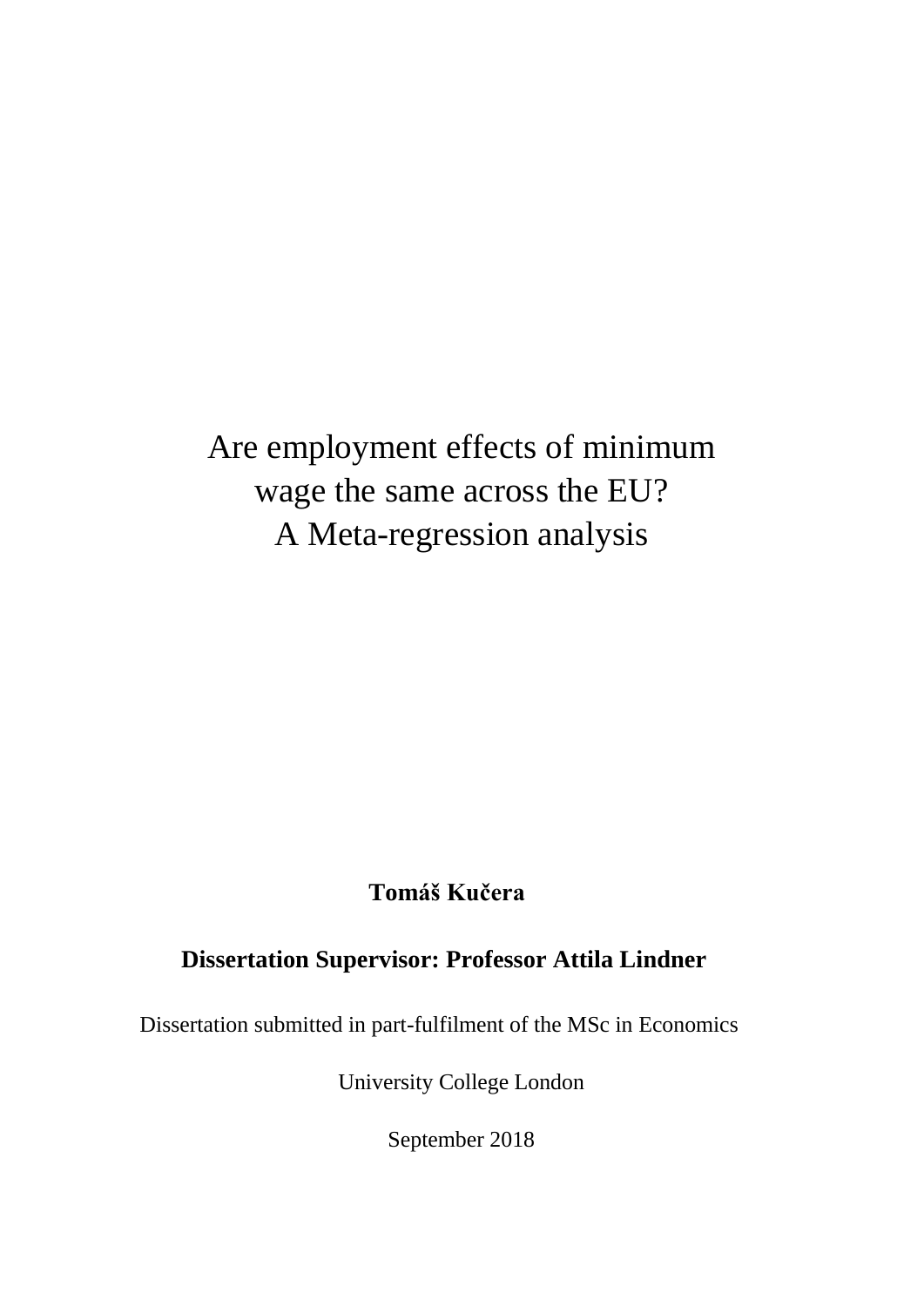# Are employment effects of minimum wage the same across the EU?
# A Meta-regression analysis

**Tomáš Kučera**

**Dissertation Supervisor: Professor Attila Lindner**

Dissertation submitted in part-fulfilment of the MSc in Economics

University College London

September 2018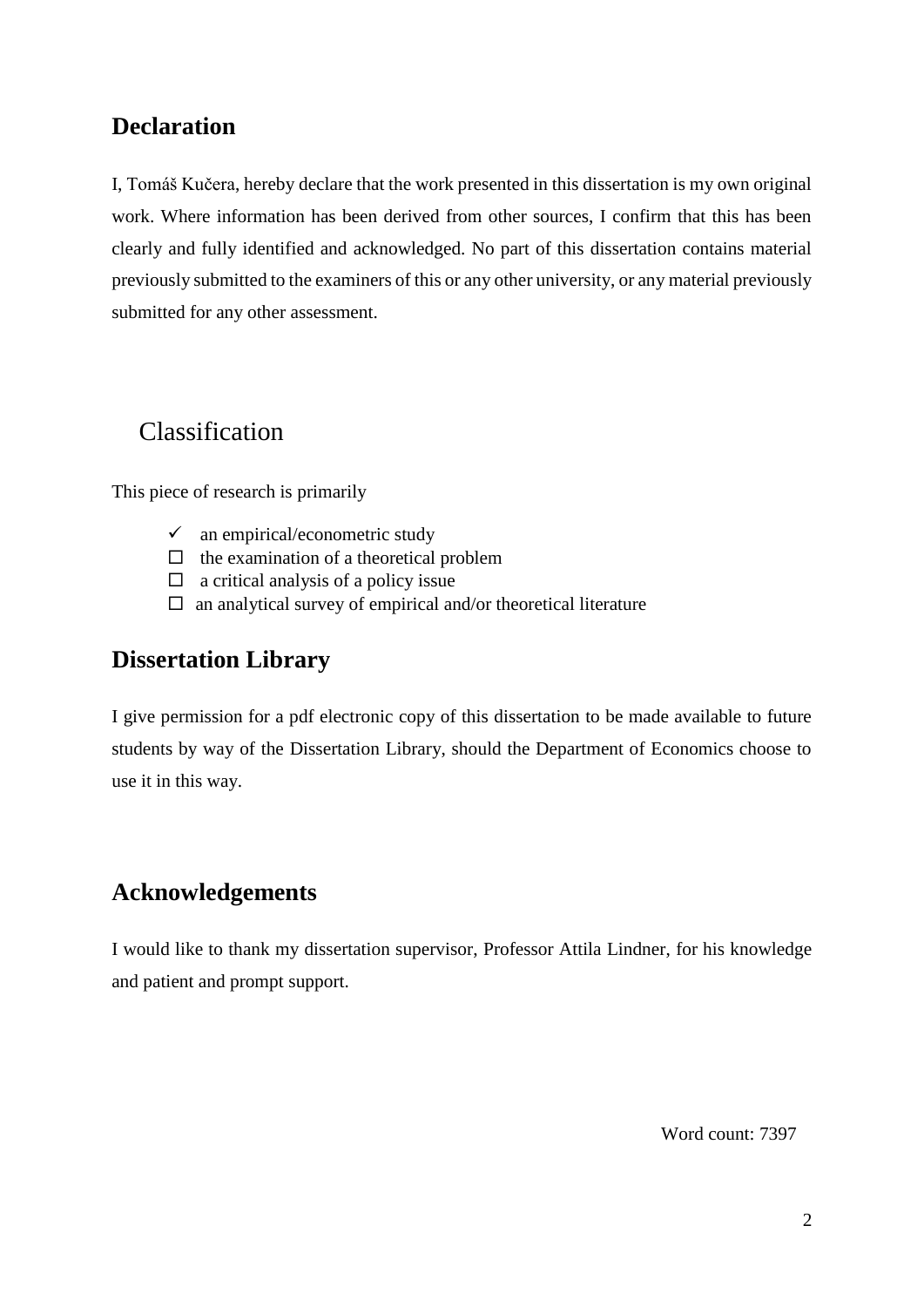## Declaration

I, Tomáš Kučera, hereby declare that the work presented in this dissertation is my own original work. Where information has been derived from other sources, I confirm that this has been clearly and fully identified and acknowledged. No part of this dissertation contains material previously submitted to the examiners of this or any other university, or any material previously submitted for any other assessment.

## Classification

This piece of research is primarily

- ✓ an empirical/econometric study
- ☐ the examination of a theoretical problem
- ☐ a critical analysis of a policy issue
- ☐ an analytical survey of empirical and/or theoretical literature

## Dissertation Library

I give permission for a pdf electronic copy of this dissertation to be made available to future students by way of the Dissertation Library, should the Department of Economics choose to use it in this way.

## Acknowledgements

I would like to thank my dissertation supervisor, Professor Attila Lindner, for his knowledge and patient and prompt support.

Word count: 7397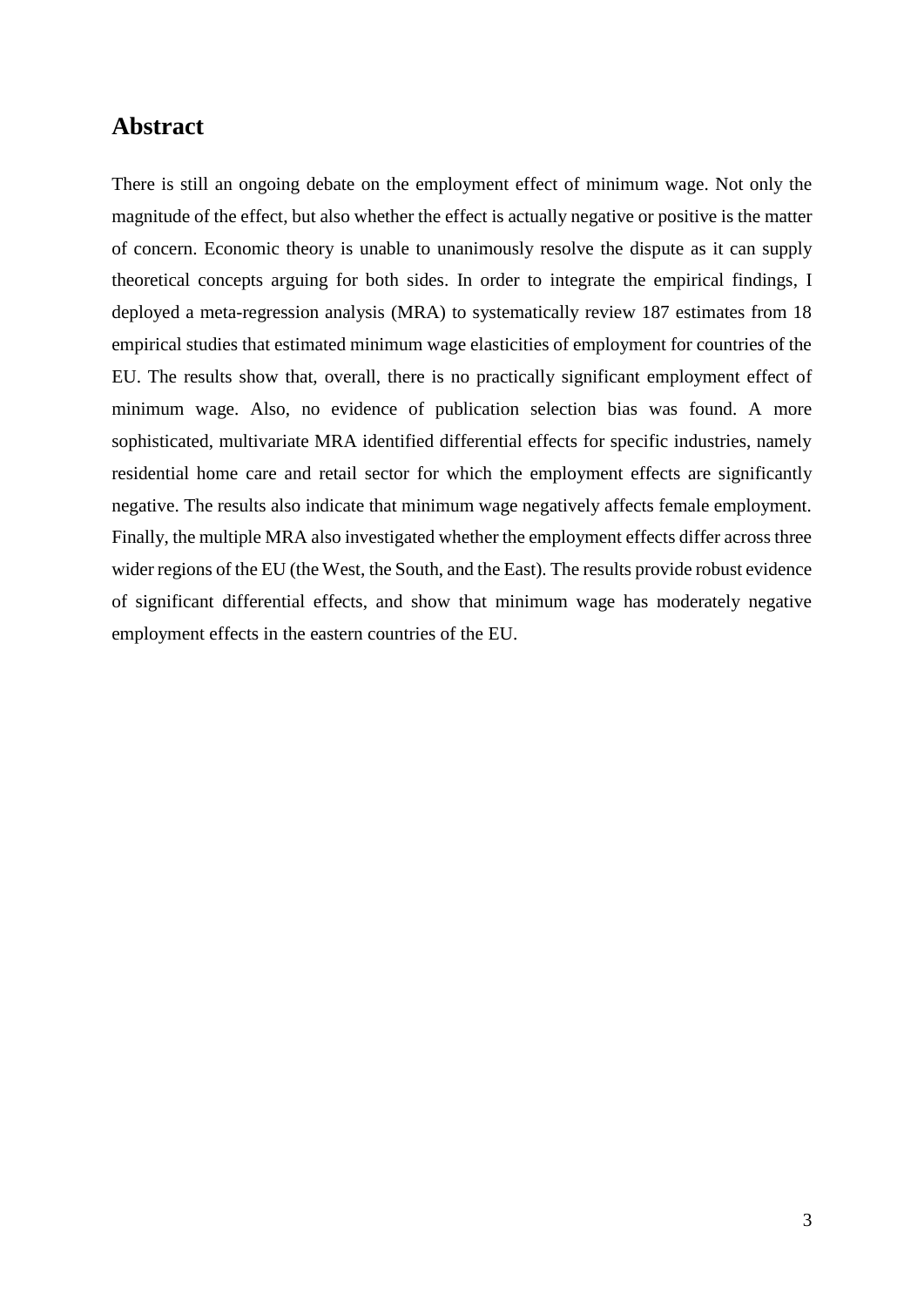## Abstract

There is still an ongoing debate on the employment effect of minimum wage. Not only the magnitude of the effect, but also whether the effect is actually negative or positive is the matter of concern. Economic theory is unable to unanimously resolve the dispute as it can supply theoretical concepts arguing for both sides. In order to integrate the empirical findings, I deployed a meta-regression analysis (MRA) to systematically review 187 estimates from 18 empirical studies that estimated minimum wage elasticities of employment for countries of the EU. The results show that, overall, there is no practically significant employment effect of minimum wage. Also, no evidence of publication selection bias was found. A more sophisticated, multivariate MRA identified differential effects for specific industries, namely residential home care and retail sector for which the employment effects are significantly negative. The results also indicate that minimum wage negatively affects female employment. Finally, the multiple MRA also investigated whether the employment effects differ across three wider regions of the EU (the West, the South, and the East). The results provide robust evidence of significant differential effects, and show that minimum wage has moderately negative employment effects in the eastern countries of the EU.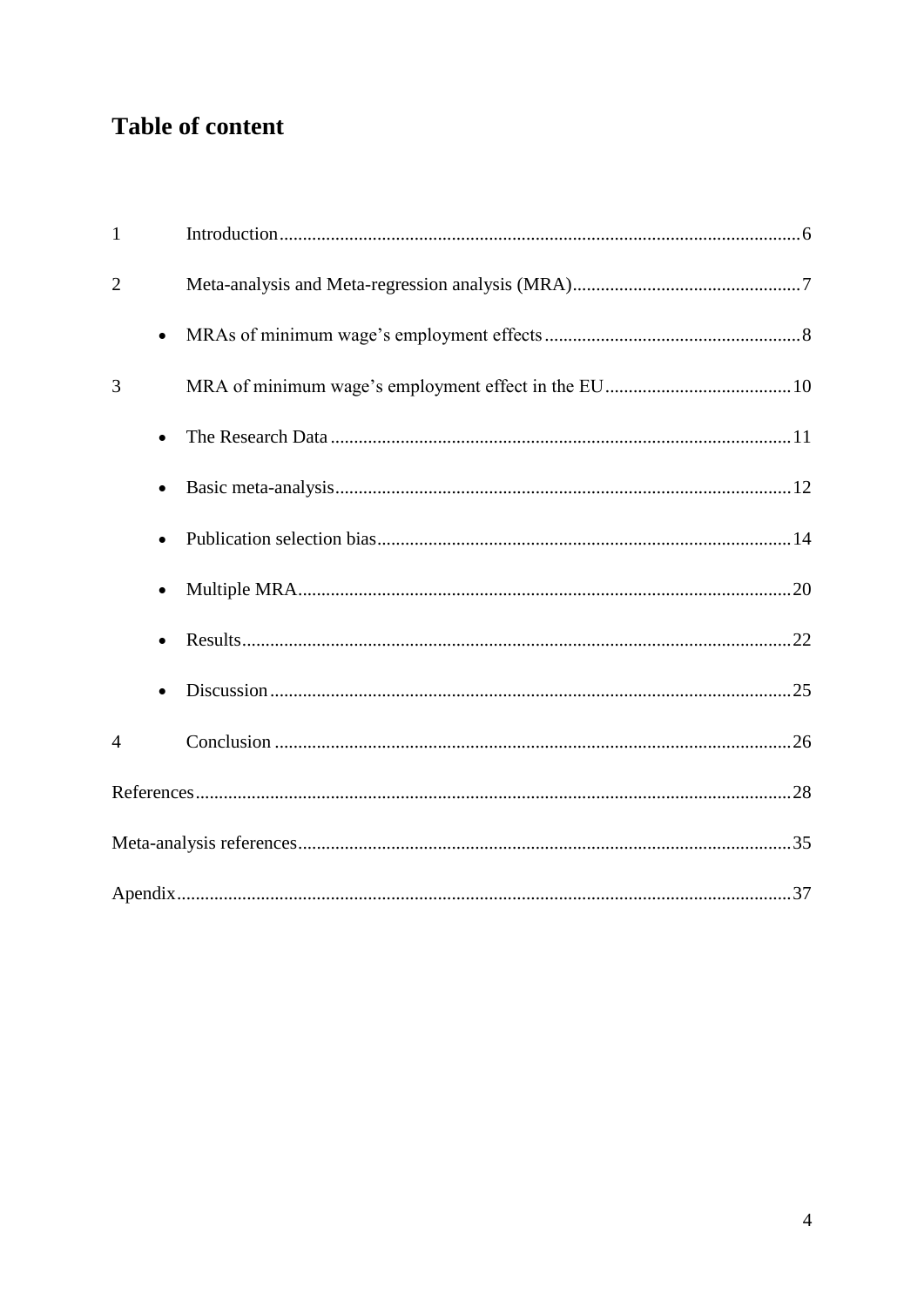# Table of content

| | | |
|---|---|---|
| 1 | Introduction | 6 |
| 2 | Meta-analysis and Meta-regression analysis (MRA) | 7 |
| • | MRAs of minimum wage's employment effects | 8 |
| 3 | MRA of minimum wage's employment effect in the EU | 10 |
| • | The Research Data | 11 |
| • | Basic meta-analysis | 12 |
| • | Publication selection bias | 14 |
| • | Multiple MRA | 20 |
| • | Results | 22 |
| • | Discussion | 25 |
| 4 | Conclusion | 26 |
| References | | 28 |
| Meta-analysis references | | 35 |
| Apendix | | 37 |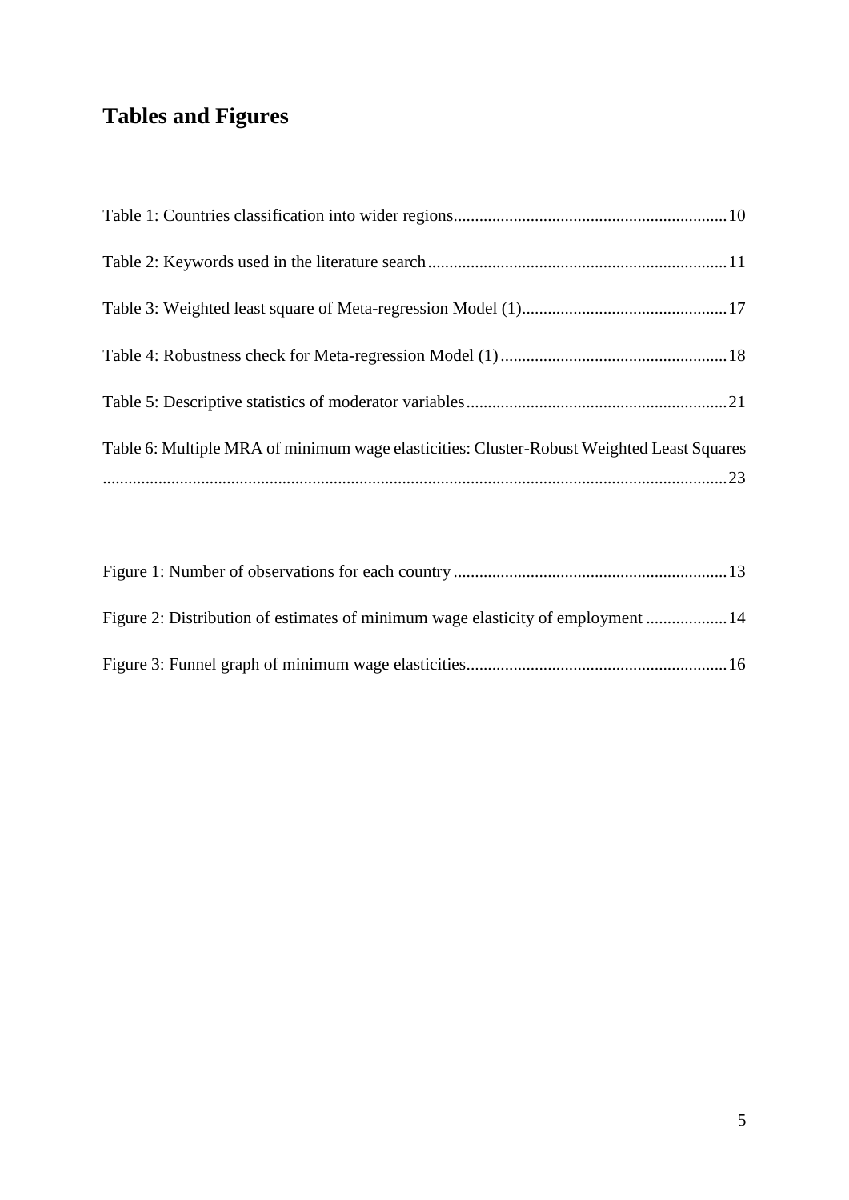# Tables and Figures

Table 1: Countries classification into wider regions................................................................10

Table 2: Keywords used in the literature search......................................................................11

Table 3: Weighted least square of Meta-regression Model (1)................................................17

Table 4: Robustness check for Meta-regression Model (1).....................................................18

Table 5: Descriptive statistics of moderator variables.............................................................21

Table 6: Multiple MRA of minimum wage elasticities: Cluster-Robust Weighted Least Squares ..................................................................................................................................23

Figure 1: Number of observations for each country................................................................13

Figure 2: Distribution of estimates of minimum wage elasticity of employment ...................14

Figure 3: Funnel graph of minimum wage elasticities.............................................................16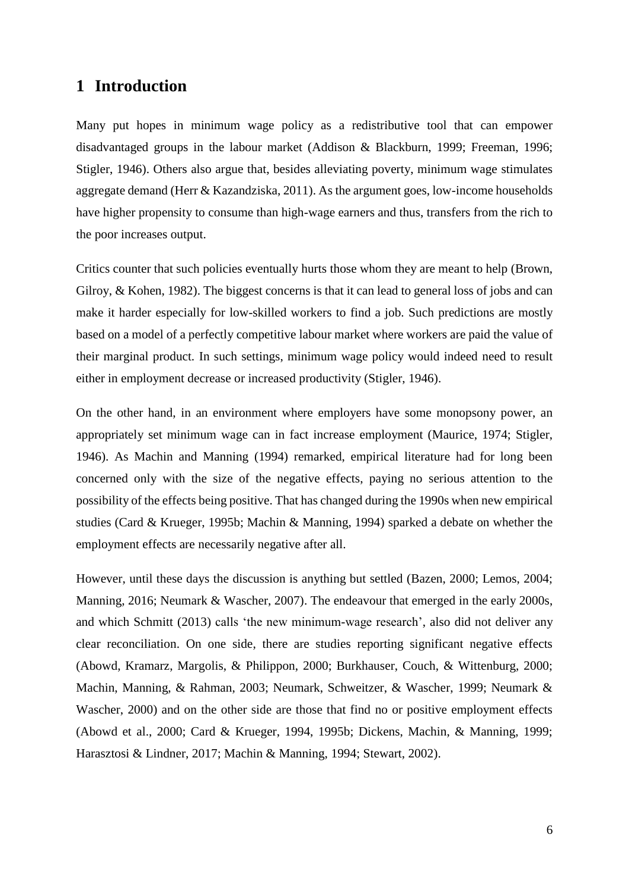# 1 Introduction

Many put hopes in minimum wage policy as a redistributive tool that can empower disadvantaged groups in the labour market (Addison & Blackburn, 1999; Freeman, 1996; Stigler, 1946). Others also argue that, besides alleviating poverty, minimum wage stimulates aggregate demand (Herr & Kazandziska, 2011). As the argument goes, low-income households have higher propensity to consume than high-wage earners and thus, transfers from the rich to the poor increases output.

Critics counter that such policies eventually hurts those whom they are meant to help (Brown, Gilroy, & Kohen, 1982). The biggest concerns is that it can lead to general loss of jobs and can make it harder especially for low-skilled workers to find a job. Such predictions are mostly based on a model of a perfectly competitive labour market where workers are paid the value of their marginal product. In such settings, minimum wage policy would indeed need to result either in employment decrease or increased productivity (Stigler, 1946).

On the other hand, in an environment where employers have some monopsony power, an appropriately set minimum wage can in fact increase employment (Maurice, 1974; Stigler, 1946). As Machin and Manning (1994) remarked, empirical literature had for long been concerned only with the size of the negative effects, paying no serious attention to the possibility of the effects being positive. That has changed during the 1990s when new empirical studies (Card & Krueger, 1995b; Machin & Manning, 1994) sparked a debate on whether the employment effects are necessarily negative after all.

However, until these days the discussion is anything but settled (Bazen, 2000; Lemos, 2004; Manning, 2016; Neumark & Wascher, 2007). The endeavour that emerged in the early 2000s, and which Schmitt (2013) calls 'the new minimum-wage research', also did not deliver any clear reconciliation. On one side, there are studies reporting significant negative effects (Abowd, Kramarz, Margolis, & Philippon, 2000; Burkhauser, Couch, & Wittenburg, 2000; Machin, Manning, & Rahman, 2003; Neumark, Schweitzer, & Wascher, 1999; Neumark & Wascher, 2000) and on the other side are those that find no or positive employment effects (Abowd et al., 2000; Card & Krueger, 1994, 1995b; Dickens, Machin, & Manning, 1999; Harasztosi & Lindner, 2017; Machin & Manning, 1994; Stewart, 2002).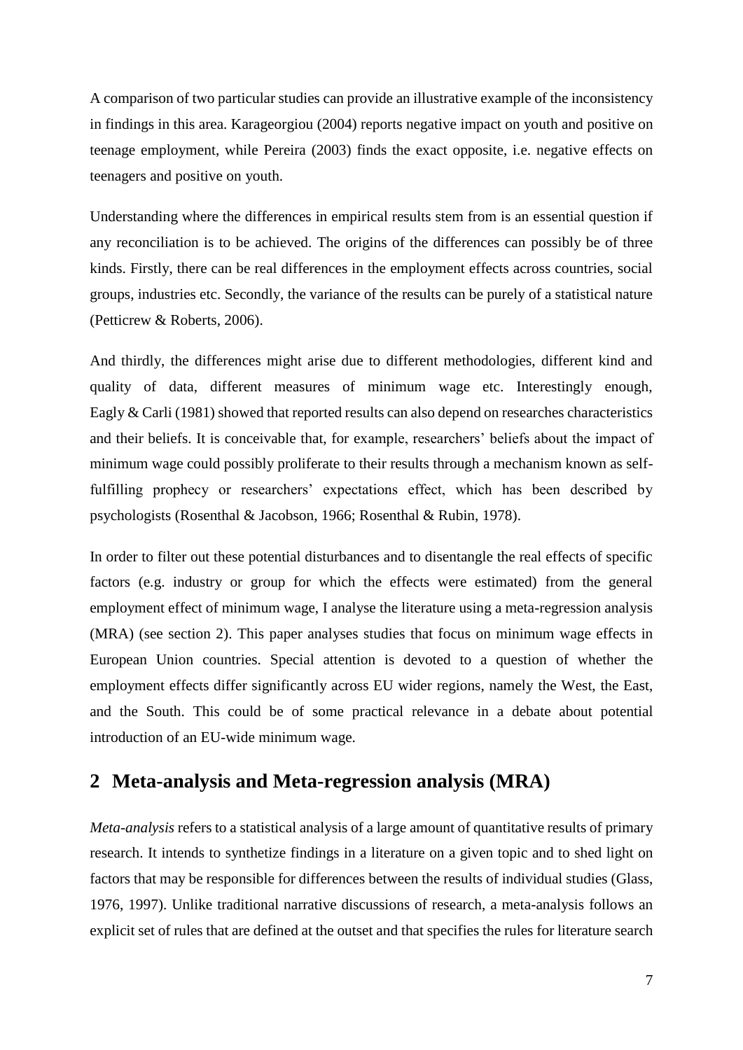A comparison of two particular studies can provide an illustrative example of the inconsistency in findings in this area. Karageorgiou (2004) reports negative impact on youth and positive on teenage employment, while Pereira (2003) finds the exact opposite, i.e. negative effects on teenagers and positive on youth.

Understanding where the differences in empirical results stem from is an essential question if any reconciliation is to be achieved. The origins of the differences can possibly be of three kinds. Firstly, there can be real differences in the employment effects across countries, social groups, industries etc. Secondly, the variance of the results can be purely of a statistical nature (Petticrew & Roberts, 2006).

And thirdly, the differences might arise due to different methodologies, different kind and quality of data, different measures of minimum wage etc. Interestingly enough, Eagly & Carli (1981) showed that reported results can also depend on researches characteristics and their beliefs. It is conceivable that, for example, researchers' beliefs about the impact of minimum wage could possibly proliferate to their results through a mechanism known as self-fulfilling prophecy or researchers' expectations effect, which has been described by psychologists (Rosenthal & Jacobson, 1966; Rosenthal & Rubin, 1978).

In order to filter out these potential disturbances and to disentangle the real effects of specific factors (e.g. industry or group for which the effects were estimated) from the general employment effect of minimum wage, I analyse the literature using a meta-regression analysis (MRA) (see section 2). This paper analyses studies that focus on minimum wage effects in European Union countries. Special attention is devoted to a question of whether the employment effects differ significantly across EU wider regions, namely the West, the East, and the South. This could be of some practical relevance in a debate about potential introduction of an EU-wide minimum wage.

## 2 Meta-analysis and Meta-regression analysis (MRA)

*Meta-analysis* refers to a statistical analysis of a large amount of quantitative results of primary research. It intends to synthetize findings in a literature on a given topic and to shed light on factors that may be responsible for differences between the results of individual studies (Glass, 1976, 1997). Unlike traditional narrative discussions of research, a meta-analysis follows an explicit set of rules that are defined at the outset and that specifies the rules for literature search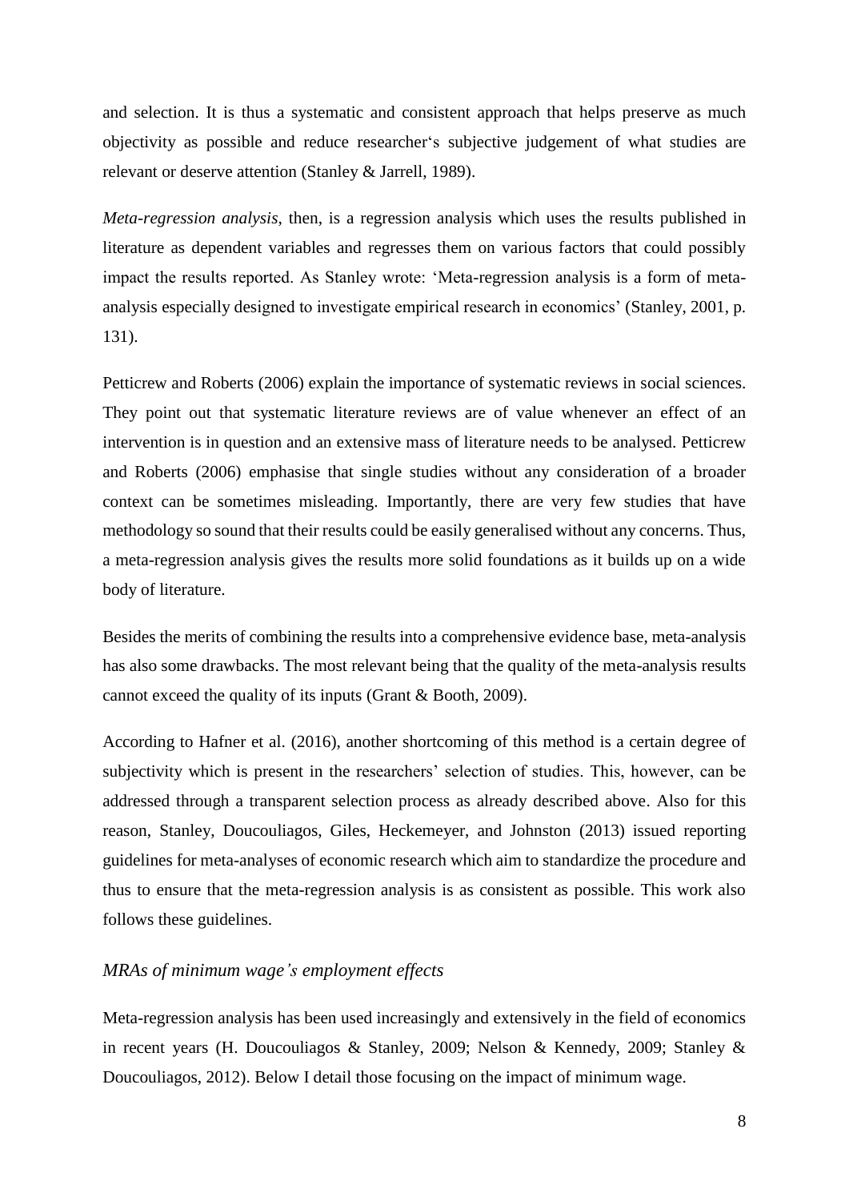and selection. It is thus a systematic and consistent approach that helps preserve as much objectivity as possible and reduce researcher's subjective judgement of what studies are relevant or deserve attention (Stanley & Jarrell, 1989).

*Meta-regression analysis*, then, is a regression analysis which uses the results published in literature as dependent variables and regresses them on various factors that could possibly impact the results reported. As Stanley wrote: 'Meta-regression analysis is a form of meta-analysis especially designed to investigate empirical research in economics' (Stanley, 2001, p. 131).

Petticrew and Roberts (2006) explain the importance of systematic reviews in social sciences. They point out that systematic literature reviews are of value whenever an effect of an intervention is in question and an extensive mass of literature needs to be analysed. Petticrew and Roberts (2006) emphasise that single studies without any consideration of a broader context can be sometimes misleading. Importantly, there are very few studies that have methodology so sound that their results could be easily generalised without any concerns. Thus, a meta-regression analysis gives the results more solid foundations as it builds up on a wide body of literature.

Besides the merits of combining the results into a comprehensive evidence base, meta-analysis has also some drawbacks. The most relevant being that the quality of the meta-analysis results cannot exceed the quality of its inputs (Grant & Booth, 2009).

According to Hafner et al. (2016), another shortcoming of this method is a certain degree of subjectivity which is present in the researchers' selection of studies. This, however, can be addressed through a transparent selection process as already described above. Also for this reason, Stanley, Doucouliagos, Giles, Heckemeyer, and Johnston (2013) issued reporting guidelines for meta-analyses of economic research which aim to standardize the procedure and thus to ensure that the meta-regression analysis is as consistent as possible. This work also follows these guidelines.

### *MRAs of minimum wage's employment effects*

Meta-regression analysis has been used increasingly and extensively in the field of economics in recent years (H. Doucouliagos & Stanley, 2009; Nelson & Kennedy, 2009; Stanley & Doucouliagos, 2012). Below I detail those focusing on the impact of minimum wage.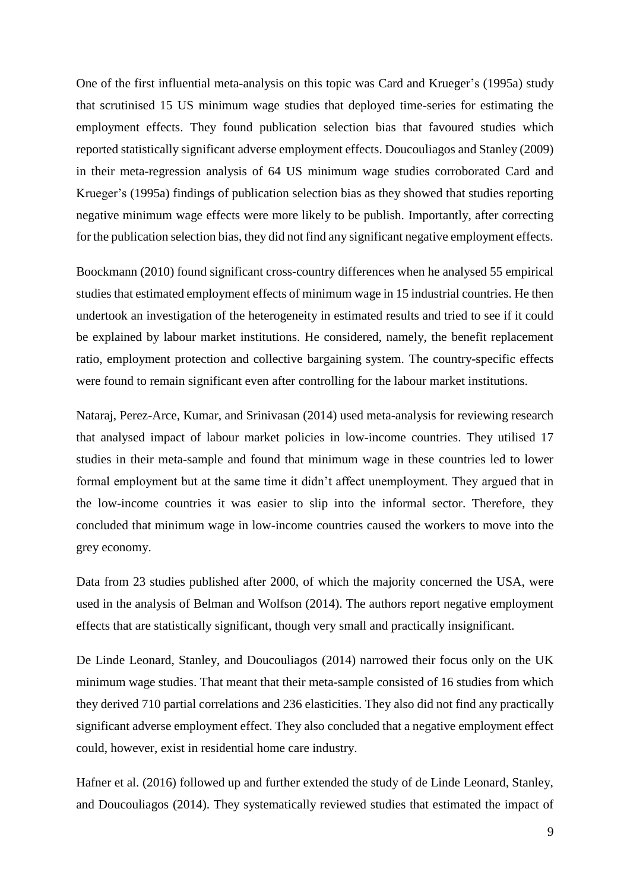One of the first influential meta-analysis on this topic was Card and Krueger's (1995a) study that scrutinised 15 US minimum wage studies that deployed time-series for estimating the employment effects. They found publication selection bias that favoured studies which reported statistically significant adverse employment effects. Doucouliagos and Stanley (2009) in their meta-regression analysis of 64 US minimum wage studies corroborated Card and Krueger's (1995a) findings of publication selection bias as they showed that studies reporting negative minimum wage effects were more likely to be publish. Importantly, after correcting for the publication selection bias, they did not find any significant negative employment effects.

Boockmann (2010) found significant cross-country differences when he analysed 55 empirical studies that estimated employment effects of minimum wage in 15 industrial countries. He then undertook an investigation of the heterogeneity in estimated results and tried to see if it could be explained by labour market institutions. He considered, namely, the benefit replacement ratio, employment protection and collective bargaining system. The country-specific effects were found to remain significant even after controlling for the labour market institutions.

Nataraj, Perez-Arce, Kumar, and Srinivasan (2014) used meta-analysis for reviewing research that analysed impact of labour market policies in low-income countries. They utilised 17 studies in their meta-sample and found that minimum wage in these countries led to lower formal employment but at the same time it didn't affect unemployment. They argued that in the low-income countries it was easier to slip into the informal sector. Therefore, they concluded that minimum wage in low-income countries caused the workers to move into the grey economy.

Data from 23 studies published after 2000, of which the majority concerned the USA, were used in the analysis of Belman and Wolfson (2014). The authors report negative employment effects that are statistically significant, though very small and practically insignificant.

De Linde Leonard, Stanley, and Doucouliagos (2014) narrowed their focus only on the UK minimum wage studies. That meant that their meta-sample consisted of 16 studies from which they derived 710 partial correlations and 236 elasticities. They also did not find any practically significant adverse employment effect. They also concluded that a negative employment effect could, however, exist in residential home care industry.

Hafner et al. (2016) followed up and further extended the study of de Linde Leonard, Stanley, and Doucouliagos (2014). They systematically reviewed studies that estimated the impact of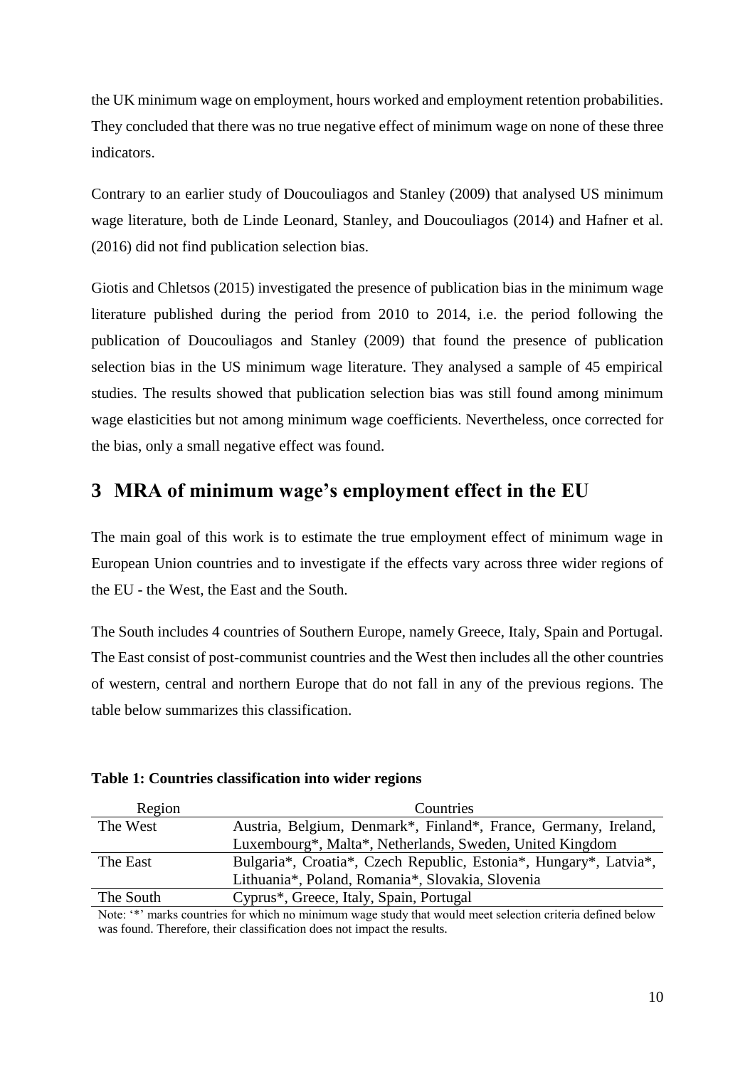the UK minimum wage on employment, hours worked and employment retention probabilities. They concluded that there was no true negative effect of minimum wage on none of these three indicators.

Contrary to an earlier study of Doucouliagos and Stanley (2009) that analysed US minimum wage literature, both de Linde Leonard, Stanley, and Doucouliagos (2014) and Hafner et al. (2016) did not find publication selection bias.

Giotis and Chletsos (2015) investigated the presence of publication bias in the minimum wage literature published during the period from 2010 to 2014, i.e. the period following the publication of Doucouliagos and Stanley (2009) that found the presence of publication selection bias in the US minimum wage literature. They analysed a sample of 45 empirical studies. The results showed that publication selection bias was still found among minimum wage elasticities but not among minimum wage coefficients. Nevertheless, once corrected for the bias, only a small negative effect was found.

# 3 MRA of minimum wage's employment effect in the EU

The main goal of this work is to estimate the true employment effect of minimum wage in European Union countries and to investigate if the effects vary across three wider regions of the EU - the West, the East and the South.

The South includes 4 countries of Southern Europe, namely Greece, Italy, Spain and Portugal. The East consist of post-communist countries and the West then includes all the other countries of western, central and northern Europe that do not fall in any of the previous regions. The table below summarizes this classification.

**Table 1: Countries classification into wider regions**

| Region | Countries |
|---|---|
| The West | Austria, Belgium, Denmark*, Finland*, France, Germany, Ireland, Luxembourg*, Malta*, Netherlands, Sweden, United Kingdom |
| The East | Bulgaria*, Croatia*, Czech Republic, Estonia*, Hungary*, Latvia*, Lithuania*, Poland, Romania*, Slovakia, Slovenia |
| The South | Cyprus*, Greece, Italy, Spain, Portugal |

Note: '*' marks countries for which no minimum wage study that would meet selection criteria defined below was found. Therefore, their classification does not impact the results.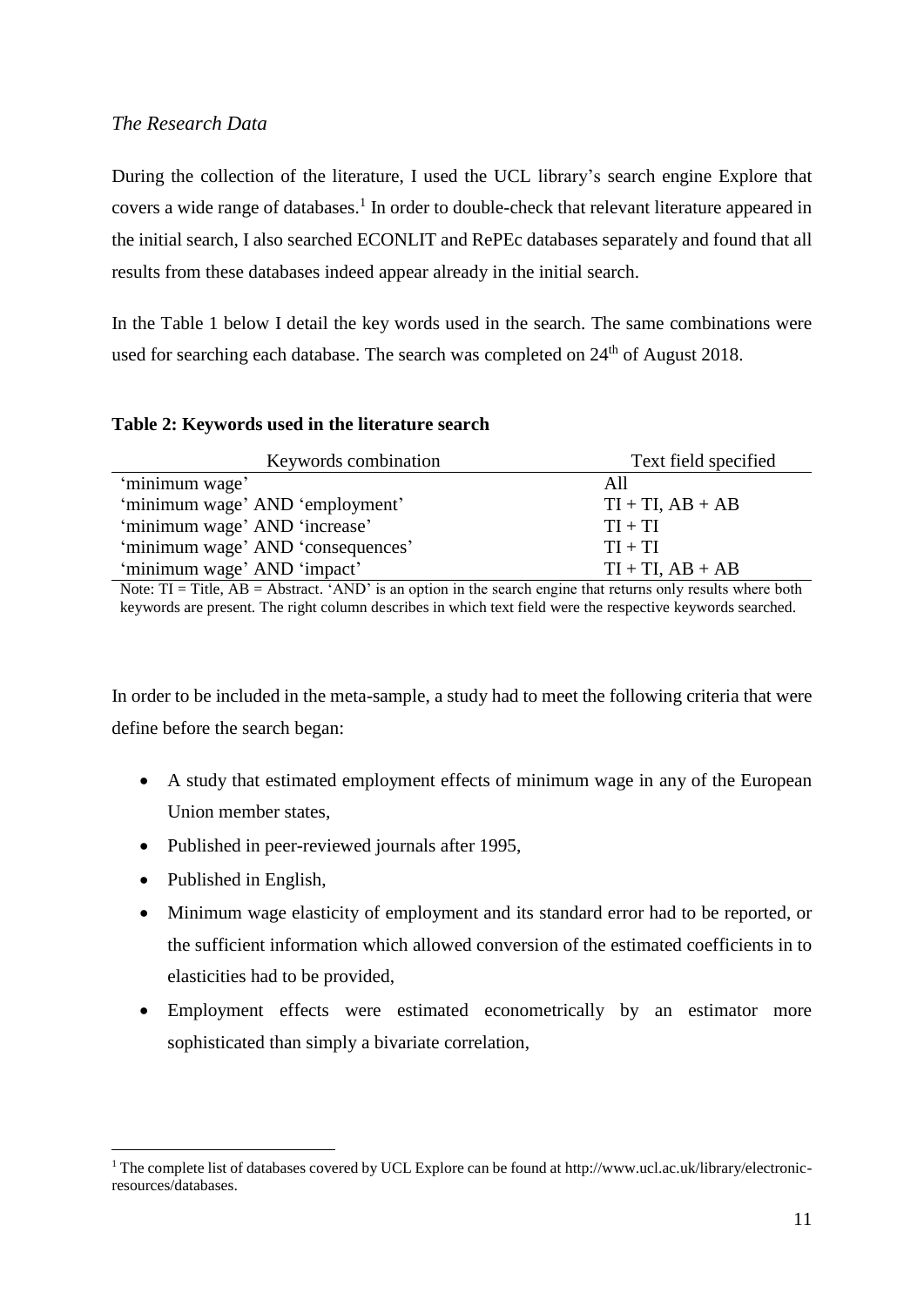*The Research Data*

During the collection of the literature, I used the UCL library's search engine Explore that covers a wide range of databases.[1] In order to double-check that relevant literature appeared in the initial search, I also searched ECONLIT and RePEc databases separately and found that all results from these databases indeed appear already in the initial search.

In the Table 1 below I detail the key words used in the search. The same combinations were used for searching each database. The search was completed on 24th of August 2018.

**Table 2: Keywords used in the literature search**

| Keywords combination | Text field specified |
| --- | --- |
| 'minimum wage' | All |
| 'minimum wage' AND 'employment' | TI + TI, AB + AB |
| 'minimum wage' AND 'increase' | TI + TI |
| 'minimum wage' AND 'consequences' | TI + TI |
| 'minimum wage' AND 'impact' | TI + TI, AB + AB |

Note: TI = Title, AB = Abstract. 'AND' is an option in the search engine that returns only results where both keywords are present. The right column describes in which text field were the respective keywords searched.

In order to be included in the meta-sample, a study had to meet the following criteria that were define before the search began:

- A study that estimated employment effects of minimum wage in any of the European Union member states,
- Published in peer-reviewed journals after 1995,
- Published in English,
- Minimum wage elasticity of employment and its standard error had to be reported, or the sufficient information which allowed conversion of the estimated coefficients in to elasticities had to be provided,
- Employment effects were estimated econometrically by an estimator more sophisticated than simply a bivariate correlation,

[1] The complete list of databases covered by UCL Explore can be found at http://www.ucl.ac.uk/library/electronic-resources/databases.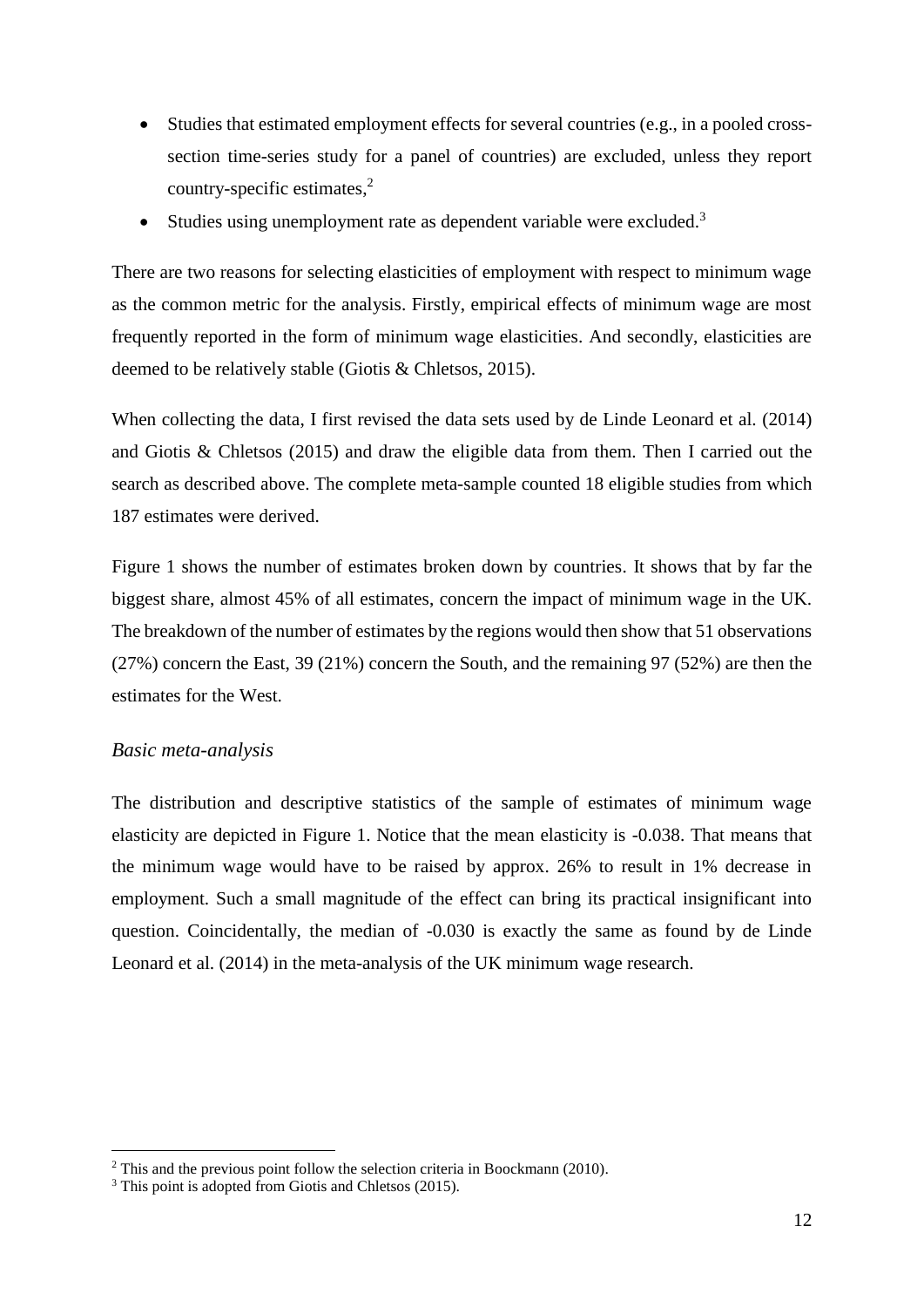- Studies that estimated employment effects for several countries (e.g., in a pooled cross-section time-series study for a panel of countries) are excluded, unless they report country-specific estimates,[2]
- Studies using unemployment rate as dependent variable were excluded.[3]

There are two reasons for selecting elasticities of employment with respect to minimum wage as the common metric for the analysis. Firstly, empirical effects of minimum wage are most frequently reported in the form of minimum wage elasticities. And secondly, elasticities are deemed to be relatively stable (Giotis & Chletsos, 2015).

When collecting the data, I first revised the data sets used by de Linde Leonard et al. (2014) and Giotis & Chletsos (2015) and draw the eligible data from them. Then I carried out the search as described above. The complete meta-sample counted 18 eligible studies from which 187 estimates were derived.

Figure 1 shows the number of estimates broken down by countries. It shows that by far the biggest share, almost 45% of all estimates, concern the impact of minimum wage in the UK. The breakdown of the number of estimates by the regions would then show that 51 observations (27%) concern the East, 39 (21%) concern the South, and the remaining 97 (52%) are then the estimates for the West.

*Basic meta-analysis*

The distribution and descriptive statistics of the sample of estimates of minimum wage elasticity are depicted in Figure 1. Notice that the mean elasticity is -0.038. That means that the minimum wage would have to be raised by approx. 26% to result in 1% decrease in employment. Such a small magnitude of the effect can bring its practical insignificant into question. Coincidentally, the median of -0.030 is exactly the same as found by de Linde Leonard et al. (2014) in the meta-analysis of the UK minimum wage research.

[2] This and the previous point follow the selection criteria in Boockmann (2010).
[3] This point is adopted from Giotis and Chletsos (2015).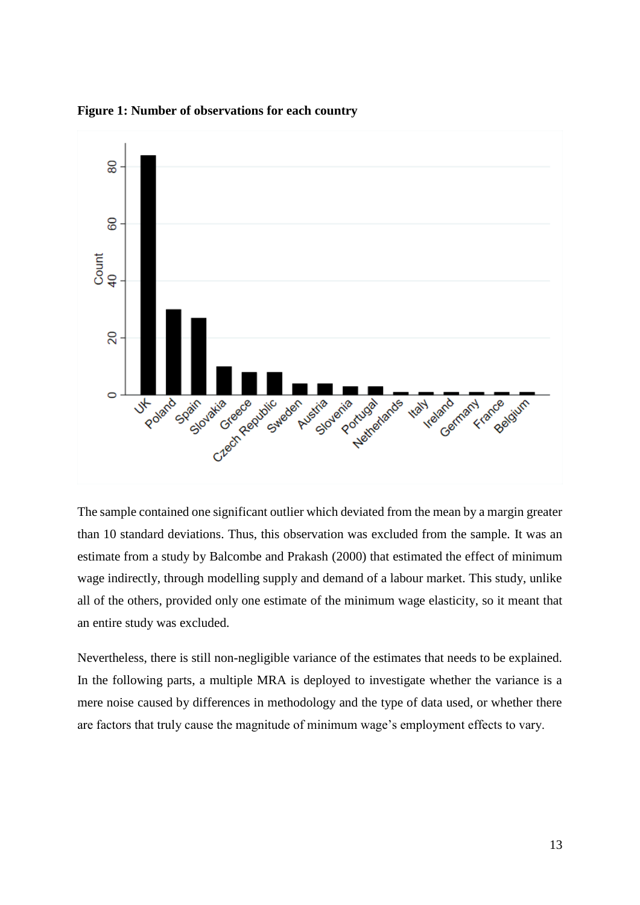**Figure 1: Number of observations for each country**

The sample contained one significant outlier which deviated from the mean by a margin greater than 10 standard deviations. Thus, this observation was excluded from the sample. It was an estimate from a study by Balcombe and Prakash (2000) that estimated the effect of minimum wage indirectly, through modelling supply and demand of a labour market. This study, unlike all of the others, provided only one estimate of the minimum wage elasticity, so it meant that an entire study was excluded.

Nevertheless, there is still non-negligible variance of the estimates that needs to be explained. In the following parts, a multiple MRA is deployed to investigate whether the variance is a mere noise caused by differences in methodology and the type of data used, or whether there are factors that truly cause the magnitude of minimum wage's employment effects to vary.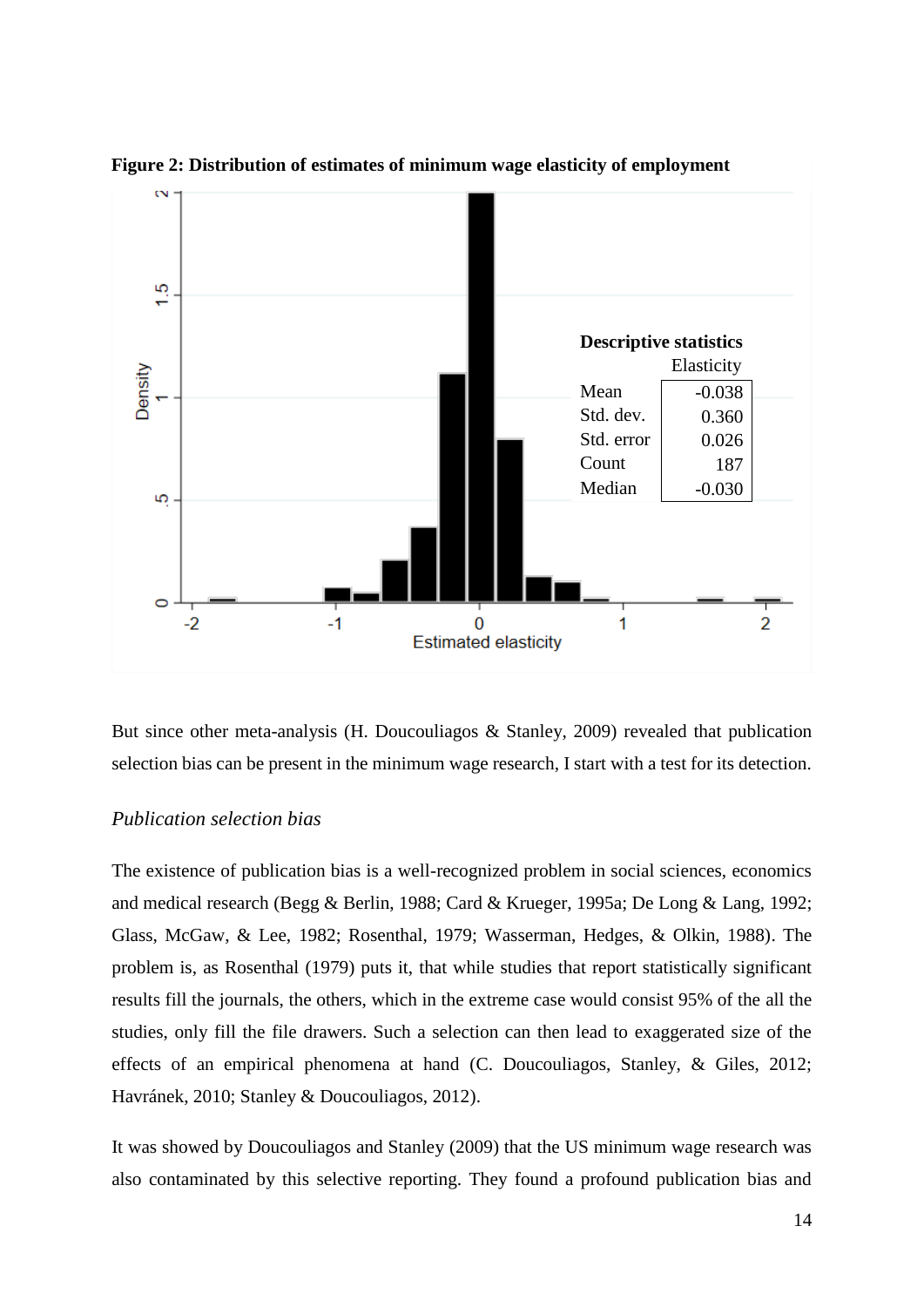**Figure 2: Distribution of estimates of minimum wage elasticity of employment**

| **Descriptive statistics** | Elasticity |
|---|---|
| Mean | -0.038 |
| Std. dev. | 0.360 |
| Std. error | 0.026 |
| Count | 187 |
| Median | -0.030 |

But since other meta-analysis (H. Doucouliagos & Stanley, 2009) revealed that publication selection bias can be present in the minimum wage research, I start with a test for its detection.

*Publication selection bias*

The existence of publication bias is a well-recognized problem in social sciences, economics and medical research (Begg & Berlin, 1988; Card & Krueger, 1995a; De Long & Lang, 1992; Glass, McGaw, & Lee, 1982; Rosenthal, 1979; Wasserman, Hedges, & Olkin, 1988). The problem is, as Rosenthal (1979) puts it, that while studies that report statistically significant results fill the journals, the others, which in the extreme case would consist 95% of the all the studies, only fill the file drawers. Such a selection can then lead to exaggerated size of the effects of an empirical phenomena at hand (C. Doucouliagos, Stanley, & Giles, 2012; Havránek, 2010; Stanley & Doucouliagos, 2012).

It was showed by Doucouliagos and Stanley (2009) that the US minimum wage research was also contaminated by this selective reporting. They found a profound publication bias and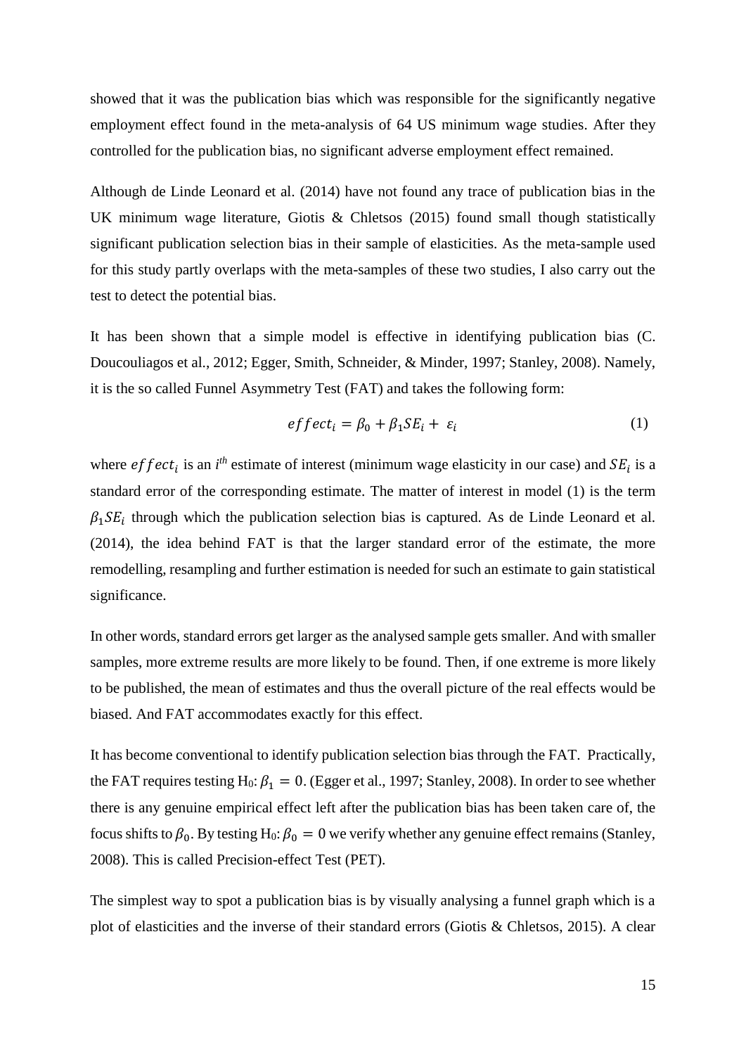showed that it was the publication bias which was responsible for the significantly negative employment effect found in the meta-analysis of 64 US minimum wage studies. After they controlled for the publication bias, no significant adverse employment effect remained.

Although de Linde Leonard et al. (2014) have not found any trace of publication bias in the UK minimum wage literature, Giotis & Chletsos (2015) found small though statistically significant publication selection bias in their sample of elasticities. As the meta-sample used for this study partly overlaps with the meta-samples of these two studies, I also carry out the test to detect the potential bias.

It has been shown that a simple model is effective in identifying publication bias (C. Doucouliagos et al., 2012; Egger, Smith, Schneider, & Minder, 1997; Stanley, 2008). Namely, it is the so called Funnel Asymmetry Test (FAT) and takes the following form:

$$effect_i = \beta_0 + \beta_1 SE_i + \varepsilon_i \qquad (1)$$

where $effect_i$ is an $i^{th}$ estimate of interest (minimum wage elasticity in our case) and $SE_i$ is a standard error of the corresponding estimate. The matter of interest in model (1) is the term $\beta_1 SE_i$ through which the publication selection bias is captured. As de Linde Leonard et al. (2014), the idea behind FAT is that the larger standard error of the estimate, the more remodelling, resampling and further estimation is needed for such an estimate to gain statistical significance.

In other words, standard errors get larger as the analysed sample gets smaller. And with smaller samples, more extreme results are more likely to be found. Then, if one extreme is more likely to be published, the mean of estimates and thus the overall picture of the real effects would be biased. And FAT accommodates exactly for this effect.

It has become conventional to identify publication selection bias through the FAT. Practically, the FAT requires testing H$_0$: $\beta_1 = 0$. (Egger et al., 1997; Stanley, 2008). In order to see whether there is any genuine empirical effect left after the publication bias has been taken care of, the focus shifts to $\beta_0$. By testing H$_0$: $\beta_0 = 0$ we verify whether any genuine effect remains (Stanley, 2008). This is called Precision-effect Test (PET).

The simplest way to spot a publication bias is by visually analysing a funnel graph which is a plot of elasticities and the inverse of their standard errors (Giotis & Chletsos, 2015). A clear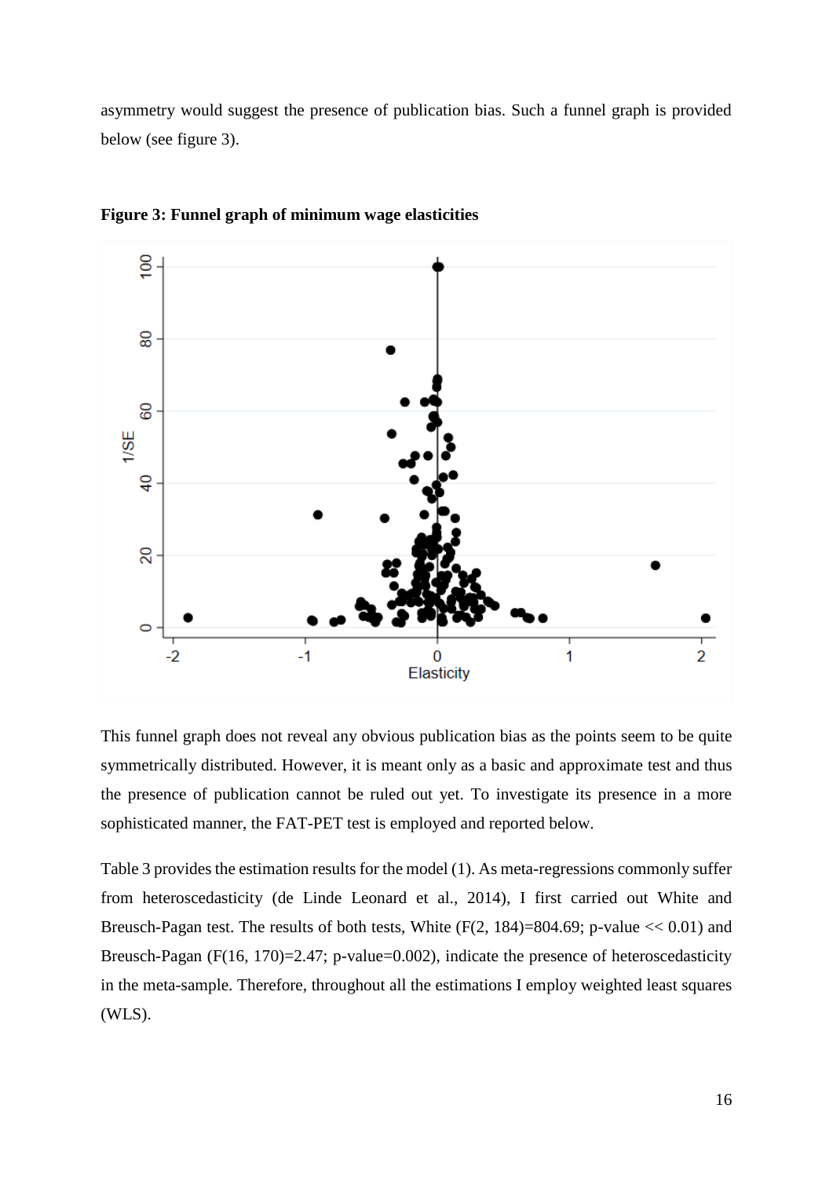asymmetry would suggest the presence of publication bias. Such a funnel graph is provided below (see figure 3).

**Figure 3: Funnel graph of minimum wage elasticities**

This funnel graph does not reveal any obvious publication bias as the points seem to be quite symmetrically distributed. However, it is meant only as a basic and approximate test and thus the presence of publication cannot be ruled out yet. To investigate its presence in a more sophisticated manner, the FAT-PET test is employed and reported below.

Table 3 provides the estimation results for the model (1). As meta-regressions commonly suffer from heteroscedasticity (de Linde Leonard et al., 2014), I first carried out White and Breusch-Pagan test. The results of both tests, White ($F(2, 184)=804.69$; p-value $<< 0.01$) and Breusch-Pagan ($F(16, 170)=2.47$; p-value$=0.002$), indicate the presence of heteroscedasticity in the meta-sample. Therefore, throughout all the estimations I employ weighted least squares (WLS).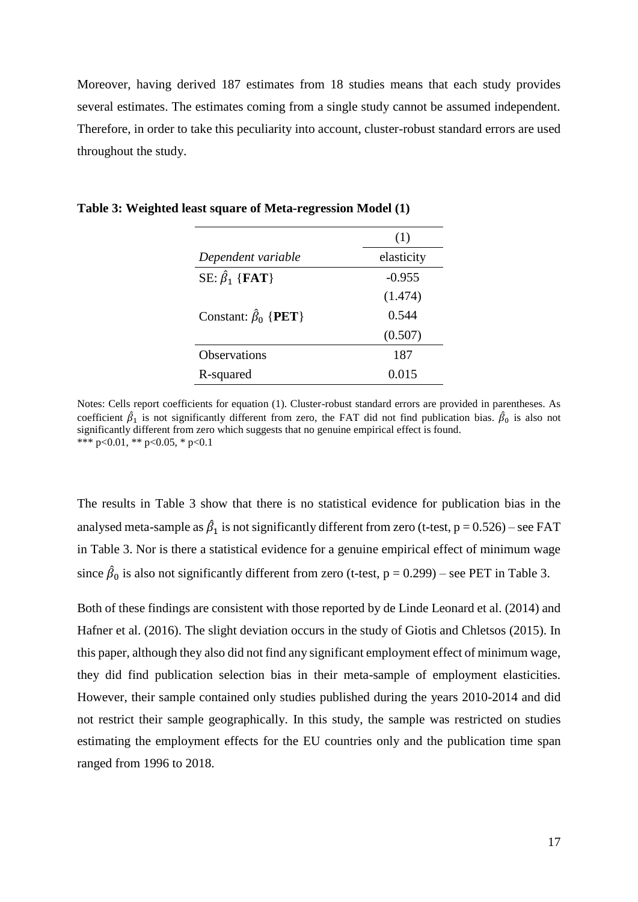Moreover, having derived 187 estimates from 18 studies means that each study provides several estimates. The estimates coming from a single study cannot be assumed independent. Therefore, in order to take this peculiarity into account, cluster-robust standard errors are used throughout the study.

**Table 3: Weighted least square of Meta-regression Model (1)**

| | (1) |
|---|---|
| *Dependent variable* | elasticity |
| SE: $\hat{\beta}_1$ {**FAT**} | -0.955 |
| | (1.474) |
| Constant: $\hat{\beta}_0$ {**PET**} | 0.544 |
| | (0.507) |
| Observations | 187 |
| R-squared | 0.015 |

Notes: Cells report coefficients for equation (1). Cluster-robust standard errors are provided in parentheses. As coefficient $\hat{\beta}_1$ is not significantly different from zero, the FAT did not find publication bias. $\hat{\beta}_0$ is also not significantly different from zero which suggests that no genuine empirical effect is found.
*** p<0.01, ** p<0.05, * p<0.1

The results in Table 3 show that there is no statistical evidence for publication bias in the analysed meta-sample as $\hat{\beta}_1$ is not significantly different from zero (t-test, p = 0.526) – see FAT in Table 3. Nor is there a statistical evidence for a genuine empirical effect of minimum wage since $\hat{\beta}_0$ is also not significantly different from zero (t-test, p = 0.299) – see PET in Table 3.

Both of these findings are consistent with those reported by de Linde Leonard et al. (2014) and Hafner et al. (2016). The slight deviation occurs in the study of Giotis and Chletsos (2015). In this paper, although they also did not find any significant employment effect of minimum wage, they did find publication selection bias in their meta-sample of employment elasticities. However, their sample contained only studies published during the years 2010-2014 and did not restrict their sample geographically. In this study, the sample was restricted on studies estimating the employment effects for the EU countries only and the publication time span ranged from 1996 to 2018.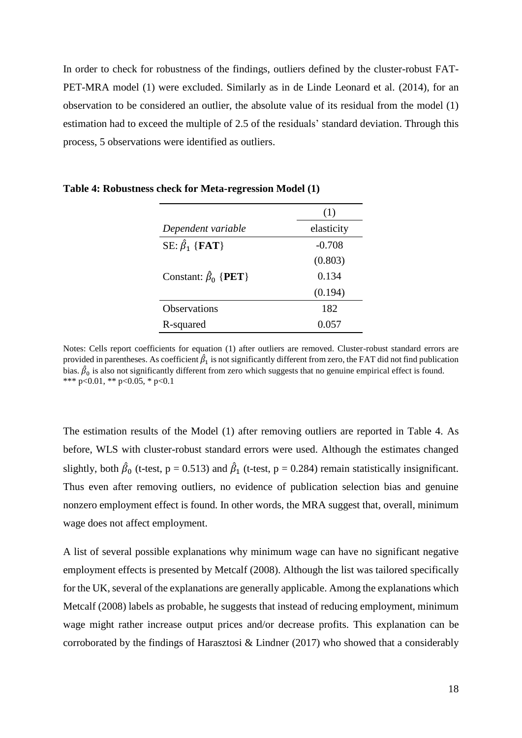In order to check for robustness of the findings, outliers defined by the cluster-robust FAT-PET-MRA model (1) were excluded. Similarly as in de Linde Leonard et al. (2014), for an observation to be considered an outlier, the absolute value of its residual from the model (1) estimation had to exceed the multiple of 2.5 of the residuals' standard deviation. Through this process, 5 observations were identified as outliers.

**Table 4: Robustness check for Meta-regression Model (1)**

| | (1) |
|---|---|
| *Dependent variable* | elasticity |
| SE: $\hat{\beta}_1$ {**FAT**} | -0.708 |
| | (0.803) |
| Constant: $\hat{\beta}_0$ {**PET**} | 0.134 |
| | (0.194) |
| Observations | 182 |
| R-squared | 0.057 |

Notes: Cells report coefficients for equation (1) after outliers are removed. Cluster-robust standard errors are provided in parentheses. As coefficient $\hat{\beta}_1$ is not significantly different from zero, the FAT did not find publication bias. $\hat{\beta}_0$ is also not significantly different from zero which suggests that no genuine empirical effect is found. *** p<0.01, ** p<0.05, * p<0.1

The estimation results of the Model (1) after removing outliers are reported in Table 4. As before, WLS with cluster-robust standard errors were used. Although the estimates changed slightly, both $\hat{\beta}_0$ (t-test, p = 0.513) and $\hat{\beta}_1$ (t-test, p = 0.284) remain statistically insignificant. Thus even after removing outliers, no evidence of publication selection bias and genuine nonzero employment effect is found. In other words, the MRA suggest that, overall, minimum wage does not affect employment.

A list of several possible explanations why minimum wage can have no significant negative employment effects is presented by Metcalf (2008). Although the list was tailored specifically for the UK, several of the explanations are generally applicable. Among the explanations which Metcalf (2008) labels as probable, he suggests that instead of reducing employment, minimum wage might rather increase output prices and/or decrease profits. This explanation can be corroborated by the findings of Harasztosi & Lindner (2017) who showed that a considerably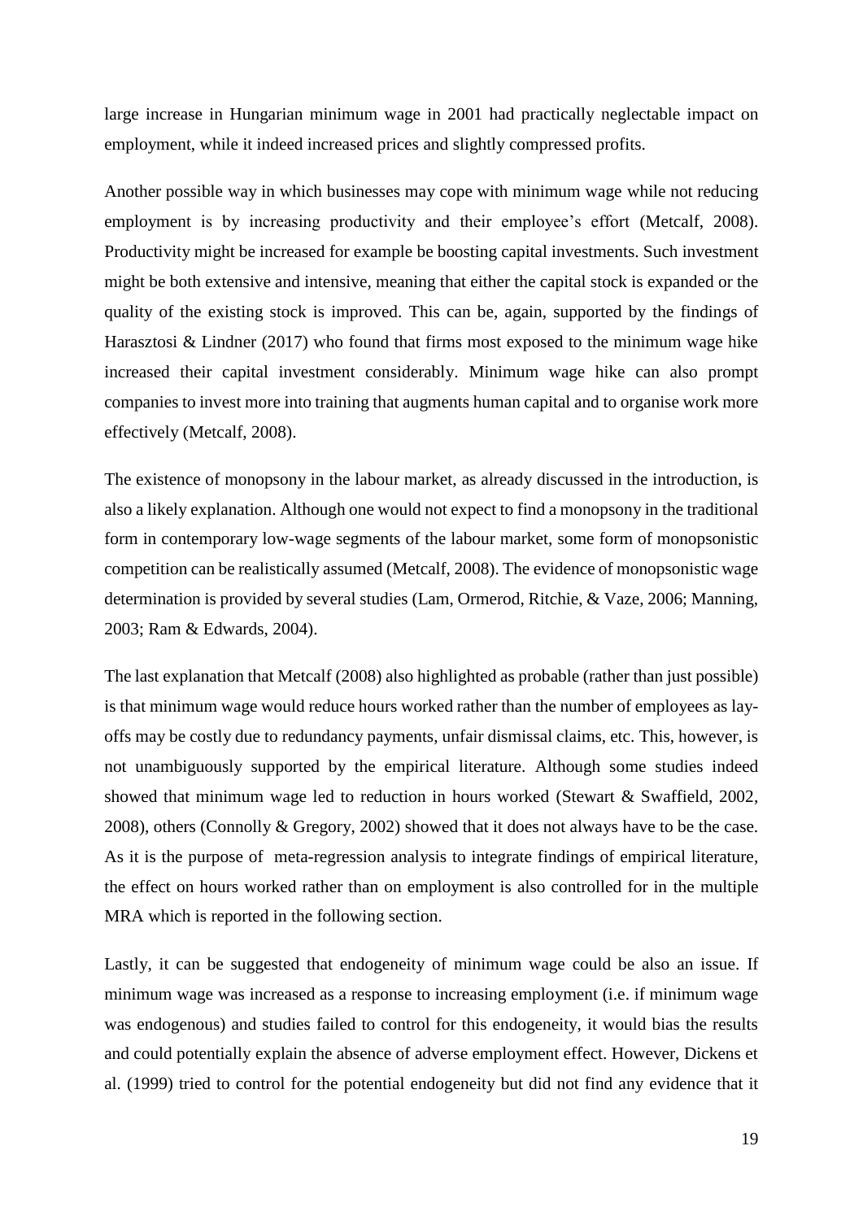large increase in Hungarian minimum wage in 2001 had practically neglectable impact on employment, while it indeed increased prices and slightly compressed profits.

Another possible way in which businesses may cope with minimum wage while not reducing employment is by increasing productivity and their employee's effort (Metcalf, 2008). Productivity might be increased for example be boosting capital investments. Such investment might be both extensive and intensive, meaning that either the capital stock is expanded or the quality of the existing stock is improved. This can be, again, supported by the findings of Harasztosi & Lindner (2017) who found that firms most exposed to the minimum wage hike increased their capital investment considerably. Minimum wage hike can also prompt companies to invest more into training that augments human capital and to organise work more effectively (Metcalf, 2008).

The existence of monopsony in the labour market, as already discussed in the introduction, is also a likely explanation. Although one would not expect to find a monopsony in the traditional form in contemporary low-wage segments of the labour market, some form of monopsonistic competition can be realistically assumed (Metcalf, 2008). The evidence of monopsonistic wage determination is provided by several studies (Lam, Ormerod, Ritchie, & Vaze, 2006; Manning, 2003; Ram & Edwards, 2004).

The last explanation that Metcalf (2008) also highlighted as probable (rather than just possible) is that minimum wage would reduce hours worked rather than the number of employees as lay-offs may be costly due to redundancy payments, unfair dismissal claims, etc. This, however, is not unambiguously supported by the empirical literature. Although some studies indeed showed that minimum wage led to reduction in hours worked (Stewart & Swaffield, 2002, 2008), others (Connolly & Gregory, 2002) showed that it does not always have to be the case. As it is the purpose of meta-regression analysis to integrate findings of empirical literature, the effect on hours worked rather than on employment is also controlled for in the multiple MRA which is reported in the following section.

Lastly, it can be suggested that endogeneity of minimum wage could be also an issue. If minimum wage was increased as a response to increasing employment (i.e. if minimum wage was endogenous) and studies failed to control for this endogeneity, it would bias the results and could potentially explain the absence of adverse employment effect. However, Dickens et al. (1999) tried to control for the potential endogeneity but did not find any evidence that it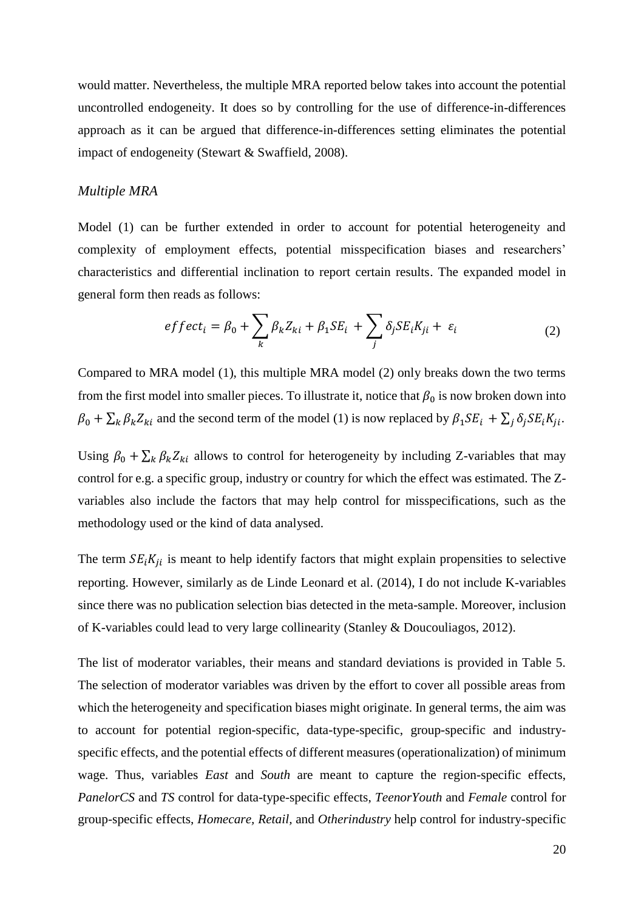would matter. Nevertheless, the multiple MRA reported below takes into account the potential uncontrolled endogeneity. It does so by controlling for the use of difference-in-differences approach as it can be argued that difference-in-differences setting eliminates the potential impact of endogeneity (Stewart & Swaffield, 2008).

*Multiple MRA*

Model (1) can be further extended in order to account for potential heterogeneity and complexity of employment effects, potential misspecification biases and researchers' characteristics and differential inclination to report certain results. The expanded model in general form then reads as follows:

$$effect_i = \beta_0 + \sum_k \beta_k Z_{ki} + \beta_1 SE_i + \sum_j \delta_j SE_i K_{ji} + \varepsilon_i \tag{2}$$

Compared to MRA model (1), this multiple MRA model (2) only breaks down the two terms from the first model into smaller pieces. To illustrate it, notice that $\beta_0$ is now broken down into $\beta_0 + \sum_k \beta_k Z_{ki}$ and the second term of the model (1) is now replaced by $\beta_1 SE_i + \sum_j \delta_j SE_i K_{ji}$.

Using $\beta_0 + \sum_k \beta_k Z_{ki}$ allows to control for heterogeneity by including Z-variables that may control for e.g. a specific group, industry or country for which the effect was estimated. The Z-variables also include the factors that may help control for misspecifications, such as the methodology used or the kind of data analysed.

The term $SE_i K_{ji}$ is meant to help identify factors that might explain propensities to selective reporting. However, similarly as de Linde Leonard et al. (2014), I do not include K-variables since there was no publication selection bias detected in the meta-sample. Moreover, inclusion of K-variables could lead to very large collinearity (Stanley & Doucouliagos, 2012).

The list of moderator variables, their means and standard deviations is provided in Table 5. The selection of moderator variables was driven by the effort to cover all possible areas from which the heterogeneity and specification biases might originate. In general terms, the aim was to account for potential region-specific, data-type-specific, group-specific and industry-specific effects, and the potential effects of different measures (operationalization) of minimum wage. Thus, variables *East* and *South* are meant to capture the region-specific effects, *PanelorCS* and *TS* control for data-type-specific effects, *TeenorYouth* and *Female* control for group-specific effects, *Homecare, Retail,* and *Otherindustry* help control for industry-specific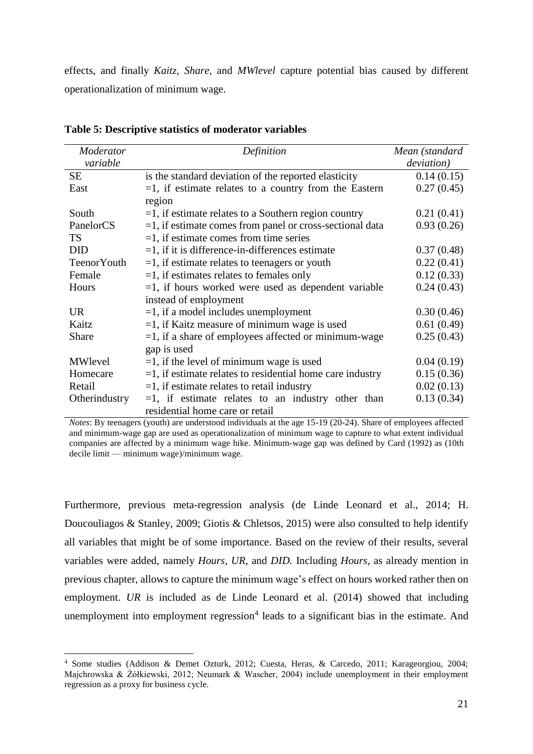effects, and finally *Kaitz*, *Share*, and *MWlevel* capture potential bias caused by different operationalization of minimum wage.

**Table 5: Descriptive statistics of moderator variables**

| *Moderator variable* | *Definition* | *Mean (standard deviation)* |
|---|---|---|
| SE | is the standard deviation of the reported elasticity | 0.14 (0.15) |
| East | =1, if estimate relates to a country from the Eastern region | 0.27 (0.45) |
| South | =1, if estimate relates to a Southern region country | 0.21 (0.41) |
| PanelorCS | =1, if estimate comes from panel or cross-sectional data | 0.93 (0.26) |
| TS | =1, if estimate comes from time series | |
| DID | =1, if it is difference-in-differences estimate | 0.37 (0.48) |
| TeenorYouth | =1, if estimate relates to teenagers or youth | 0.22 (0.41) |
| Female | =1, if estimates relates to females only | 0.12 (0.33) |
| Hours | =1, if hours worked were used as dependent variable instead of employment | 0.24 (0.43) |
| UR | =1, if a model includes unemployment | 0.30 (0.46) |
| Kaitz | =1, if Kaitz measure of minimum wage is used | 0.61 (0.49) |
| Share | =1, if a share of employees affected or minimum-wage gap is used | 0.25 (0.43) |
| MWlevel | =1, if the level of minimum wage is used | 0.04 (0.19) |
| Homecare | =1, if estimate relates to residential home care industry | 0.15 (0.36) |
| Retail | =1, if estimate relates to retail industry | 0.02 (0.13) |
| Otherindustry | =1, if estimate relates to an industry other than residential home care or retail | 0.13 (0.34) |

*Notes*: By teenagers (youth) are understood individuals at the age 15-19 (20-24). Share of employees affected and minimum-wage gap are used as operationalization of minimum wage to capture to what extent individual companies are affected by a minimum wage hike. Minimum-wage gap was defined by Card (1992) as (10th decile limit — minimum wage)/minimum wage.

Furthermore, previous meta-regression analysis (de Linde Leonard et al., 2014; H. Doucouliagos & Stanley, 2009; Giotis & Chletsos, 2015) were also consulted to help identify all variables that might be of some importance. Based on the review of their results, several variables were added, namely *Hours*, *UR*, and *DID.* Including *Hours*, as already mention in previous chapter, allows to capture the minimum wage's effect on hours worked rather then on employment. *UR* is included as de Linde Leonard et al. (2014) showed that including unemployment into employment regression[4] leads to a significant bias in the estimate. And

[4] Some studies (Addison & Demet Ozturk, 2012; Cuesta, Heras, & Carcedo, 2011; Karageorgiou, 2004; Majchrowska & Żółkiewski, 2012; Neumark & Wascher, 2004) include unemployment in their employment regression as a proxy for business cycle.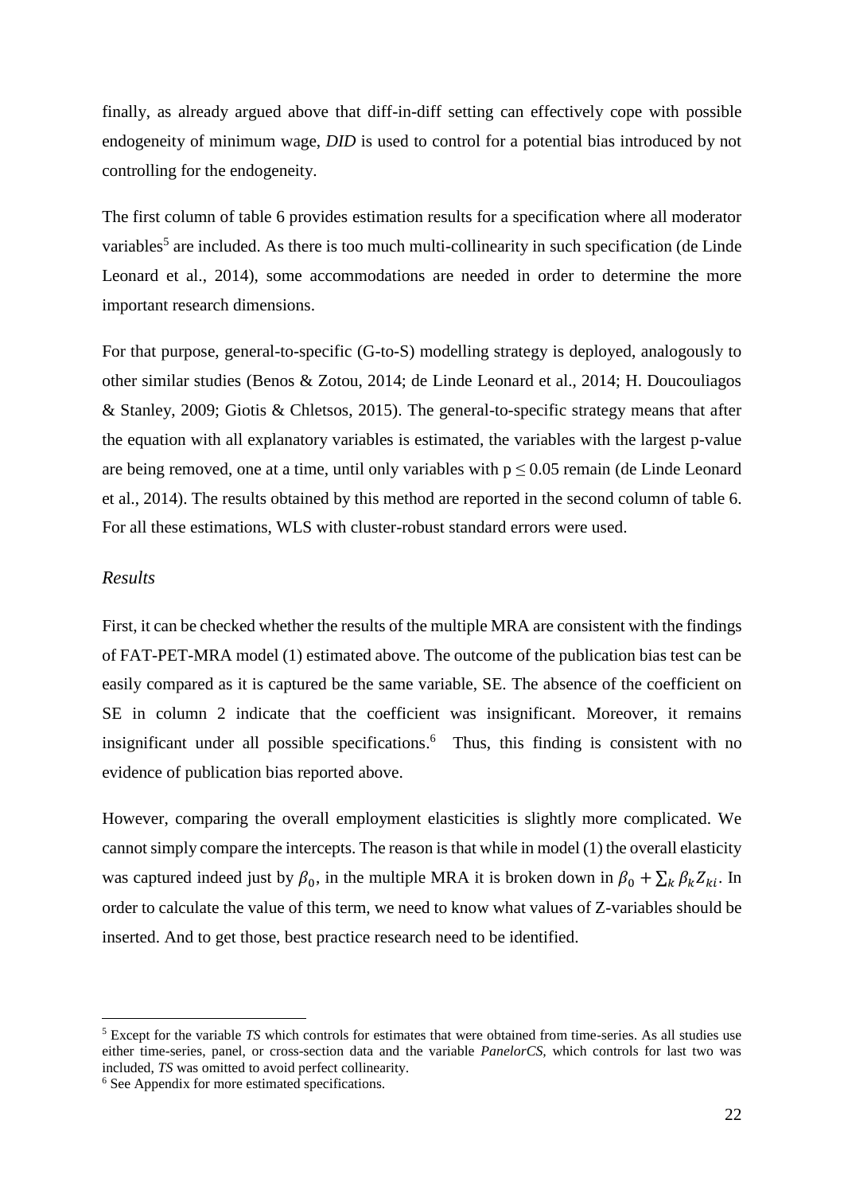finally, as already argued above that diff-in-diff setting can effectively cope with possible endogeneity of minimum wage, *DID* is used to control for a potential bias introduced by not controlling for the endogeneity.

The first column of table 6 provides estimation results for a specification where all moderator variables[5] are included. As there is too much multi-collinearity in such specification (de Linde Leonard et al., 2014), some accommodations are needed in order to determine the more important research dimensions.

For that purpose, general-to-specific (G-to-S) modelling strategy is deployed, analogously to other similar studies (Benos & Zotou, 2014; de Linde Leonard et al., 2014; H. Doucouliagos & Stanley, 2009; Giotis & Chletsos, 2015). The general-to-specific strategy means that after the equation with all explanatory variables is estimated, the variables with the largest p-value are being removed, one at a time, until only variables with $p \leq 0.05$ remain (de Linde Leonard et al., 2014). The results obtained by this method are reported in the second column of table 6. For all these estimations, WLS with cluster-robust standard errors were used.

*Results*

First, it can be checked whether the results of the multiple MRA are consistent with the findings of FAT-PET-MRA model (1) estimated above. The outcome of the publication bias test can be easily compared as it is captured be the same variable, SE. The absence of the coefficient on SE in column 2 indicate that the coefficient was insignificant. Moreover, it remains insignificant under all possible specifications.[6] Thus, this finding is consistent with no evidence of publication bias reported above.

However, comparing the overall employment elasticities is slightly more complicated. We cannot simply compare the intercepts. The reason is that while in model (1) the overall elasticity was captured indeed just by $\beta_0$, in the multiple MRA it is broken down in $\beta_0 + \sum_k \beta_k Z_{ki}$. In order to calculate the value of this term, we need to know what values of Z-variables should be inserted. And to get those, best practice research need to be identified.

[5] Except for the variable *TS* which controls for estimates that were obtained from time-series. As all studies use either time-series, panel, or cross-section data and the variable *PanelorCS*, which controls for last two was included, *TS* was omitted to avoid perfect collinearity.

[6] See Appendix for more estimated specifications.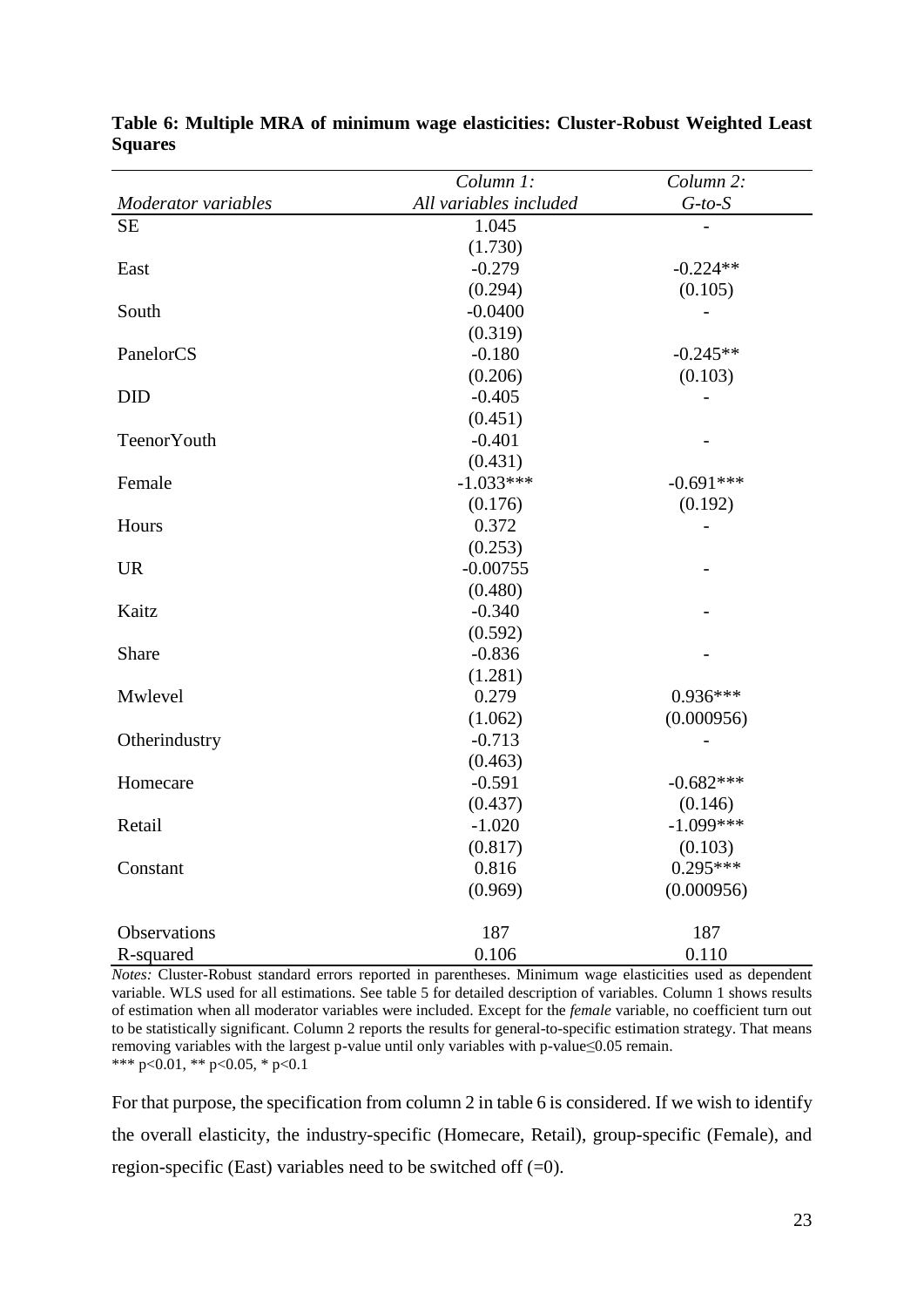**Table 6: Multiple MRA of minimum wage elasticities: Cluster-Robust Weighted Least Squares**

| *Moderator variables* | *Column 1:* *All variables included* | *Column 2:* *G-to-S* |
|---|---|---|
| SE | 1.045 | - |
| | (1.730) | |
| East | -0.279 | -0.224** |
| | (0.294) | (0.105) |
| South | -0.0400 | - |
| | (0.319) | |
| PanelorCS | -0.180 | -0.245** |
| | (0.206) | (0.103) |
| DID | -0.405 | - |
| | (0.451) | |
| TeenorYouth | -0.401 | - |
| | (0.431) | |
| Female | -1.033*** | -0.691*** |
| | (0.176) | (0.192) |
| Hours | 0.372 | - |
| | (0.253) | |
| UR | -0.00755 | - |
| | (0.480) | |
| Kaitz | -0.340 | - |
| | (0.592) | |
| Share | -0.836 | - |
| | (1.281) | |
| Mwlevel | 0.279 | 0.936*** |
| | (1.062) | (0.000956) |
| Otherindustry | -0.713 | - |
| | (0.463) | |
| Homecare | -0.591 | -0.682*** |
| | (0.437) | (0.146) |
| Retail | -1.020 | -1.099*** |
| | (0.817) | (0.103) |
| Constant | 0.816 | 0.295*** |
| | (0.969) | (0.000956) |
| Observations | 187 | 187 |
| R-squared | 0.106 | 0.110 |

*Notes:* Cluster-Robust standard errors reported in parentheses. Minimum wage elasticities used as dependent variable. WLS used for all estimations. See table 5 for detailed description of variables. Column 1 shows results of estimation when all moderator variables were included. Except for the *female* variable, no coefficient turn out to be statistically significant. Column 2 reports the results for general-to-specific estimation strategy. That means removing variables with the largest p-value until only variables with p-value≤0.05 remain.
*** p<0.01, ** p<0.05, * p<0.1

For that purpose, the specification from column 2 in table 6 is considered. If we wish to identify the overall elasticity, the industry-specific (Homecare, Retail), group-specific (Female), and region-specific (East) variables need to be switched off (=0).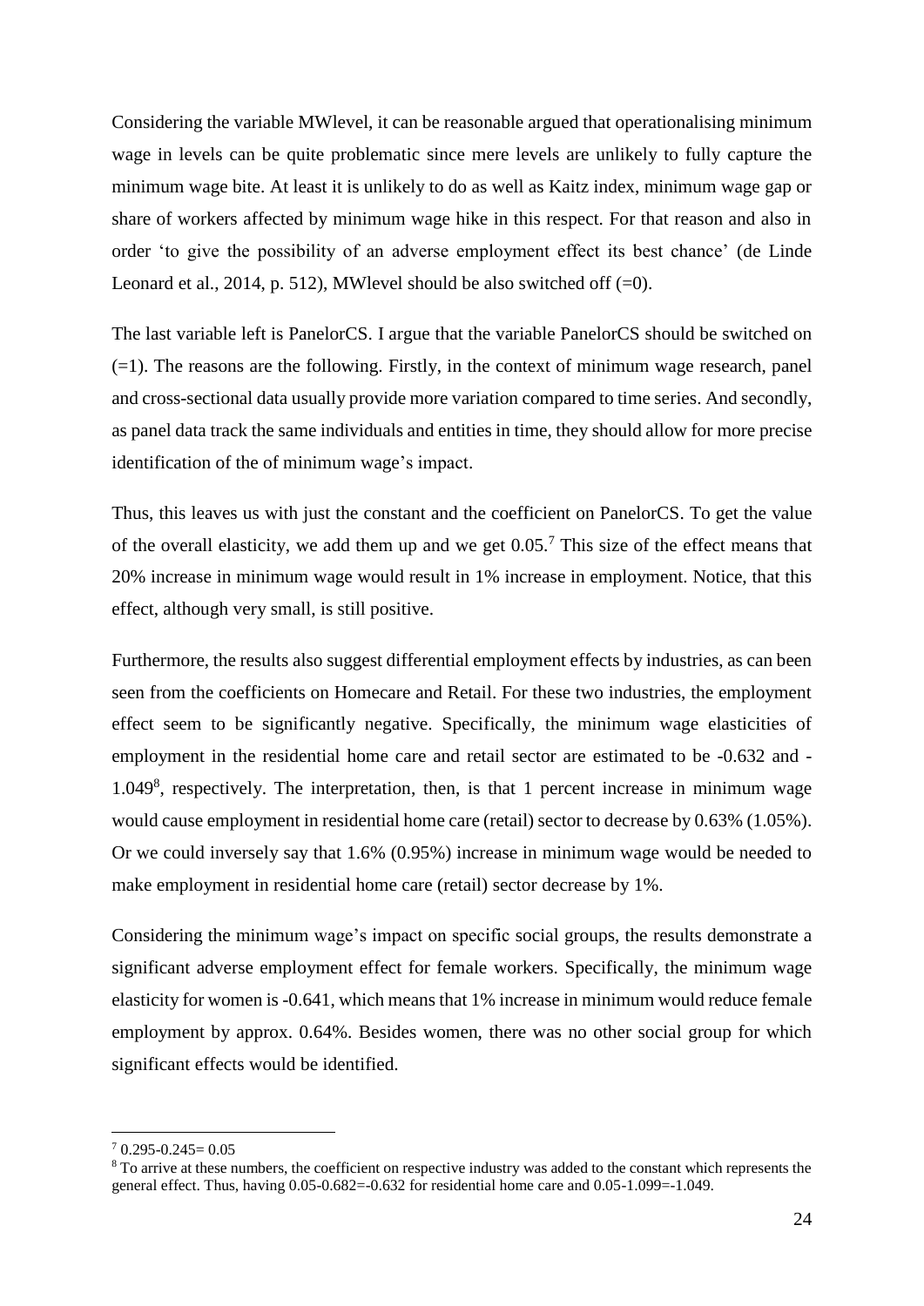Considering the variable MWlevel, it can be reasonable argued that operationalising minimum wage in levels can be quite problematic since mere levels are unlikely to fully capture the minimum wage bite. At least it is unlikely to do as well as Kaitz index, minimum wage gap or share of workers affected by minimum wage hike in this respect. For that reason and also in order 'to give the possibility of an adverse employment effect its best chance' (de Linde Leonard et al., 2014, p. 512), MWlevel should be also switched off (=0).

The last variable left is PanelorCS. I argue that the variable PanelorCS should be switched on (=1). The reasons are the following. Firstly, in the context of minimum wage research, panel and cross-sectional data usually provide more variation compared to time series. And secondly, as panel data track the same individuals and entities in time, they should allow for more precise identification of the of minimum wage's impact.

Thus, this leaves us with just the constant and the coefficient on PanelorCS. To get the value of the overall elasticity, we add them up and we get 0.05.[7] This size of the effect means that 20% increase in minimum wage would result in 1% increase in employment. Notice, that this effect, although very small, is still positive.

Furthermore, the results also suggest differential employment effects by industries, as can been seen from the coefficients on Homecare and Retail. For these two industries, the employment effect seem to be significantly negative. Specifically, the minimum wage elasticities of employment in the residential home care and retail sector are estimated to be -0.632 and -1.049[8], respectively. The interpretation, then, is that 1 percent increase in minimum wage would cause employment in residential home care (retail) sector to decrease by 0.63% (1.05%). Or we could inversely say that 1.6% (0.95%) increase in minimum wage would be needed to make employment in residential home care (retail) sector decrease by 1%.

Considering the minimum wage's impact on specific social groups, the results demonstrate a significant adverse employment effect for female workers. Specifically, the minimum wage elasticity for women is -0.641, which means that 1% increase in minimum would reduce female employment by approx. 0.64%. Besides women, there was no other social group for which significant effects would be identified.

---

[7] 0.295-0.245= 0.05

[8] To arrive at these numbers, the coefficient on respective industry was added to the constant which represents the general effect. Thus, having 0.05-0.682=-0.632 for residential home care and 0.05-1.099=-1.049.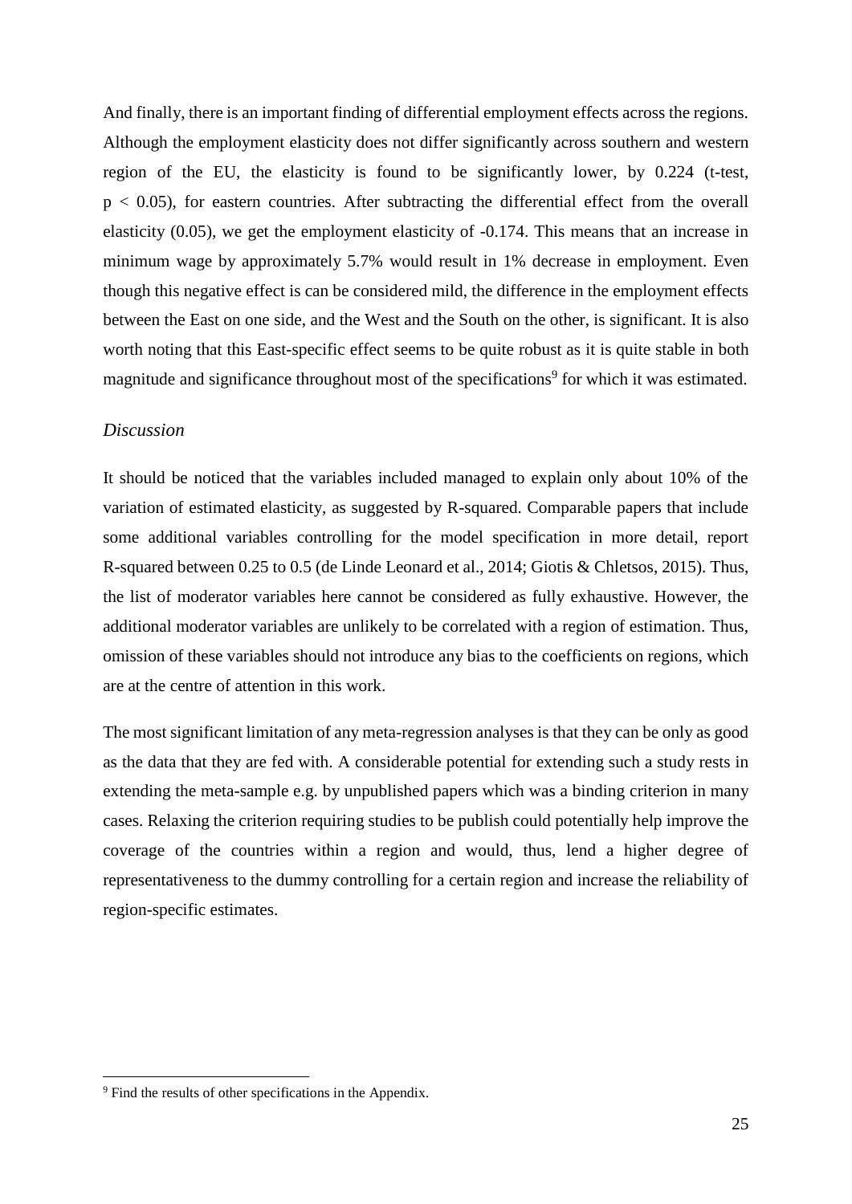And finally, there is an important finding of differential employment effects across the regions. Although the employment elasticity does not differ significantly across southern and western region of the EU, the elasticity is found to be significantly lower, by 0.224 (t-test, $p < 0.05$), for eastern countries. After subtracting the differential effect from the overall elasticity (0.05), we get the employment elasticity of -0.174. This means that an increase in minimum wage by approximately 5.7% would result in 1% decrease in employment. Even though this negative effect is can be considered mild, the difference in the employment effects between the East on one side, and the West and the South on the other, is significant. It is also worth noting that this East-specific effect seems to be quite robust as it is quite stable in both magnitude and significance throughout most of the specifications[9] for which it was estimated.

### *Discussion*

It should be noticed that the variables included managed to explain only about 10% of the variation of estimated elasticity, as suggested by R-squared. Comparable papers that include some additional variables controlling for the model specification in more detail, report R-squared between 0.25 to 0.5 (de Linde Leonard et al., 2014; Giotis & Chletsos, 2015). Thus, the list of moderator variables here cannot be considered as fully exhaustive. However, the additional moderator variables are unlikely to be correlated with a region of estimation. Thus, omission of these variables should not introduce any bias to the coefficients on regions, which are at the centre of attention in this work.

The most significant limitation of any meta-regression analyses is that they can be only as good as the data that they are fed with. A considerable potential for extending such a study rests in extending the meta-sample e.g. by unpublished papers which was a binding criterion in many cases. Relaxing the criterion requiring studies to be publish could potentially help improve the coverage of the countries within a region and would, thus, lend a higher degree of representativeness to the dummy controlling for a certain region and increase the reliability of region-specific estimates.

[9] Find the results of other specifications in the Appendix.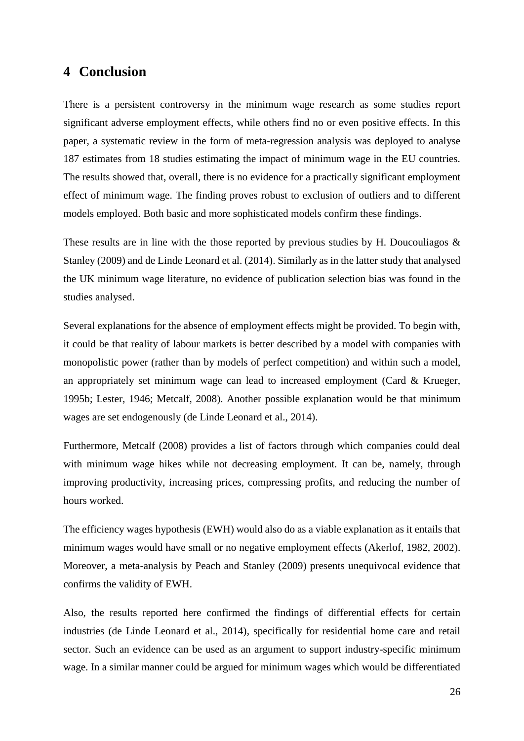# 4 Conclusion

There is a persistent controversy in the minimum wage research as some studies report significant adverse employment effects, while others find no or even positive effects. In this paper, a systematic review in the form of meta-regression analysis was deployed to analyse 187 estimates from 18 studies estimating the impact of minimum wage in the EU countries. The results showed that, overall, there is no evidence for a practically significant employment effect of minimum wage. The finding proves robust to exclusion of outliers and to different models employed. Both basic and more sophisticated models confirm these findings.

These results are in line with the those reported by previous studies by H. Doucouliagos & Stanley (2009) and de Linde Leonard et al. (2014). Similarly as in the latter study that analysed the UK minimum wage literature, no evidence of publication selection bias was found in the studies analysed.

Several explanations for the absence of employment effects might be provided. To begin with, it could be that reality of labour markets is better described by a model with companies with monopolistic power (rather than by models of perfect competition) and within such a model, an appropriately set minimum wage can lead to increased employment (Card & Krueger, 1995b; Lester, 1946; Metcalf, 2008). Another possible explanation would be that minimum wages are set endogenously (de Linde Leonard et al., 2014).

Furthermore, Metcalf (2008) provides a list of factors through which companies could deal with minimum wage hikes while not decreasing employment. It can be, namely, through improving productivity, increasing prices, compressing profits, and reducing the number of hours worked.

The efficiency wages hypothesis (EWH) would also do as a viable explanation as it entails that minimum wages would have small or no negative employment effects (Akerlof, 1982, 2002). Moreover, a meta-analysis by Peach and Stanley (2009) presents unequivocal evidence that confirms the validity of EWH.

Also, the results reported here confirmed the findings of differential effects for certain industries (de Linde Leonard et al., 2014), specifically for residential home care and retail sector. Such an evidence can be used as an argument to support industry-specific minimum wage. In a similar manner could be argued for minimum wages which would be differentiated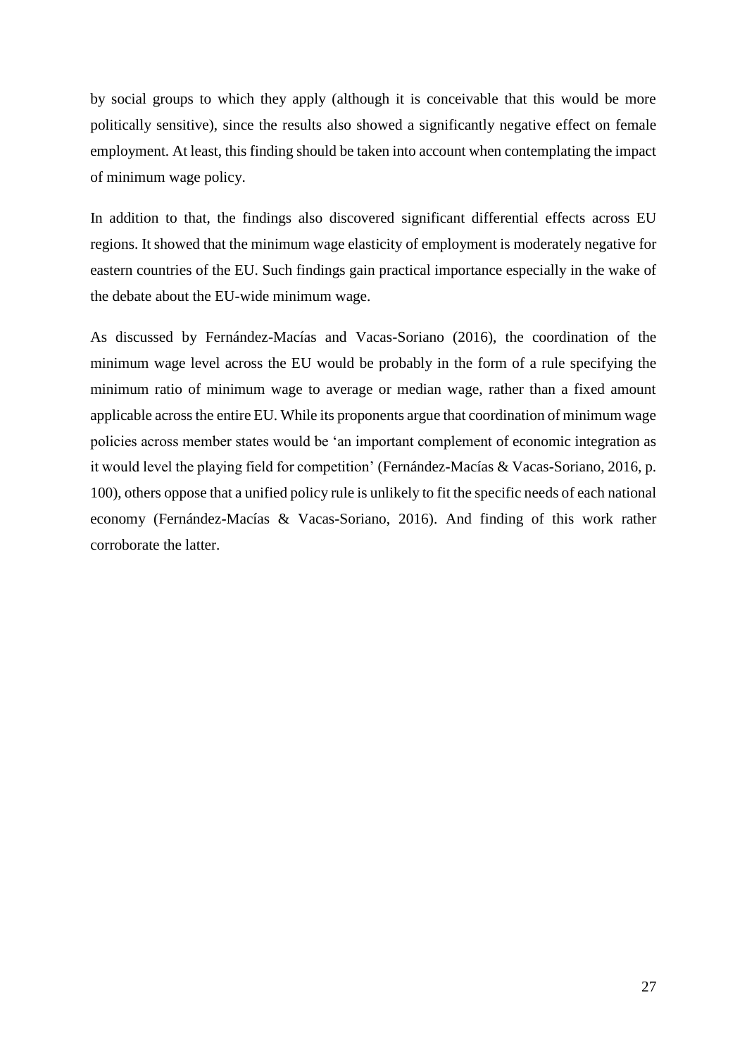by social groups to which they apply (although it is conceivable that this would be more politically sensitive), since the results also showed a significantly negative effect on female employment. At least, this finding should be taken into account when contemplating the impact of minimum wage policy.

In addition to that, the findings also discovered significant differential effects across EU regions. It showed that the minimum wage elasticity of employment is moderately negative for eastern countries of the EU. Such findings gain practical importance especially in the wake of the debate about the EU-wide minimum wage.

As discussed by Fernández-Macías and Vacas-Soriano (2016), the coordination of the minimum wage level across the EU would be probably in the form of a rule specifying the minimum ratio of minimum wage to average or median wage, rather than a fixed amount applicable across the entire EU. While its proponents argue that coordination of minimum wage policies across member states would be 'an important complement of economic integration as it would level the playing field for competition' (Fernández-Macías & Vacas-Soriano, 2016, p. 100), others oppose that a unified policy rule is unlikely to fit the specific needs of each national economy (Fernández-Macías & Vacas-Soriano, 2016). And finding of this work rather corroborate the latter.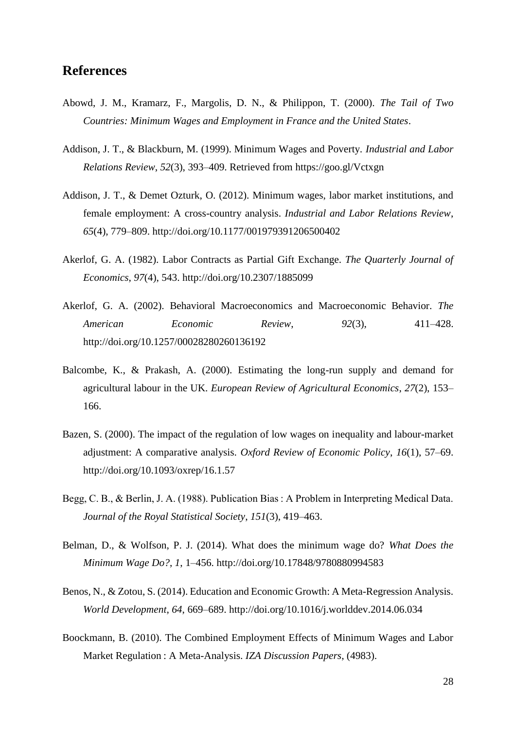## References

Abowd, J. M., Kramarz, F., Margolis, D. N., & Philippon, T. (2000). *The Tail of Two Countries: Minimum Wages and Employment in France and the United States*.

Addison, J. T., & Blackburn, M. (1999). Minimum Wages and Poverty. *Industrial and Labor Relations Review*, *52*(3), 393–409. Retrieved from https://goo.gl/Vctxgn

Addison, J. T., & Demet Ozturk, O. (2012). Minimum wages, labor market institutions, and female employment: A cross-country analysis. *Industrial and Labor Relations Review*, *65*(4), 779–809. http://doi.org/10.1177/001979391206500402

Akerlof, G. A. (1982). Labor Contracts as Partial Gift Exchange. *The Quarterly Journal of Economics*, *97*(4), 543. http://doi.org/10.2307/1885099

Akerlof, G. A. (2002). Behavioral Macroeconomics and Macroeconomic Behavior. *The American Economic Review*, *92*(3), 411–428. http://doi.org/10.1257/00028280260136192

Balcombe, K., & Prakash, A. (2000). Estimating the long-run supply and demand for agricultural labour in the UK. *European Review of Agricultural Economics*, *27*(2), 153–166.

Bazen, S. (2000). The impact of the regulation of low wages on inequality and labour-market adjustment: A comparative analysis. *Oxford Review of Economic Policy*, *16*(1), 57–69. http://doi.org/10.1093/oxrep/16.1.57

Begg, C. B., & Berlin, J. A. (1988). Publication Bias : A Problem in Interpreting Medical Data. *Journal of the Royal Statistical Society*, *151*(3), 419–463.

Belman, D., & Wolfson, P. J. (2014). What does the minimum wage do? *What Does the Minimum Wage Do?*, *1*, 1–456. http://doi.org/10.17848/9780880994583

Benos, N., & Zotou, S. (2014). Education and Economic Growth: A Meta-Regression Analysis. *World Development*, *64*, 669–689. http://doi.org/10.1016/j.worlddev.2014.06.034

Boockmann, B. (2010). The Combined Employment Effects of Minimum Wages and Labor Market Regulation : A Meta-Analysis. *IZA Discussion Papers*, (4983).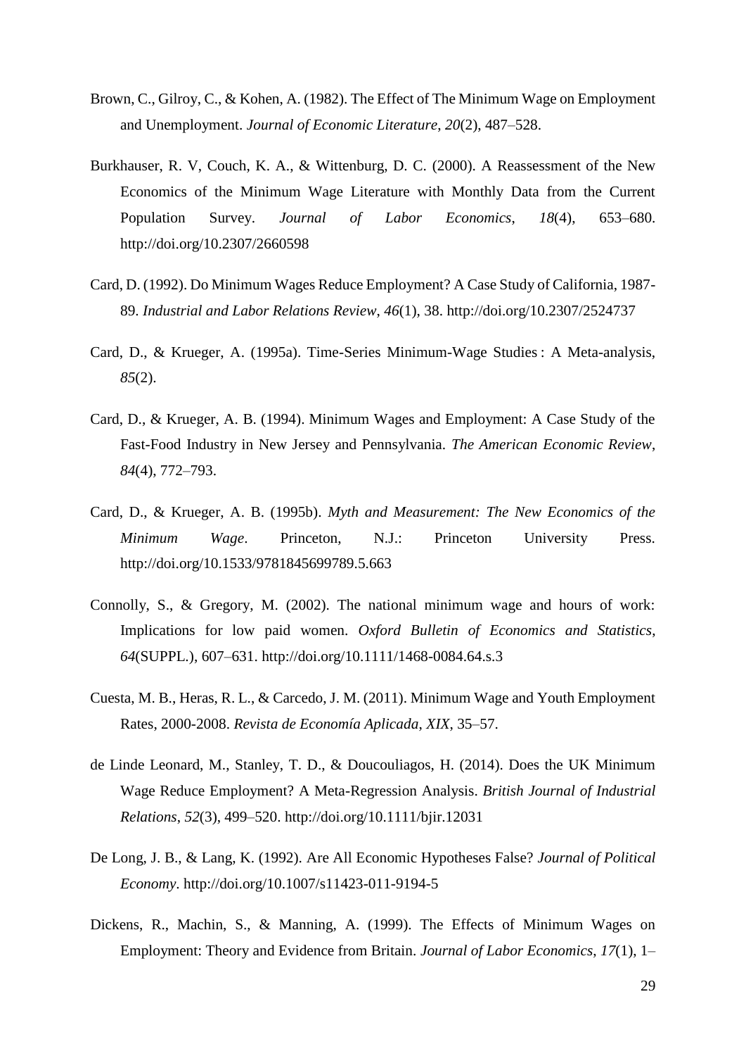Brown, C., Gilroy, C., & Kohen, A. (1982). The Effect of The Minimum Wage on Employment and Unemployment. *Journal of Economic Literature, 20*(2), 487–528.

Burkhauser, R. V, Couch, K. A., & Wittenburg, D. C. (2000). A Reassessment of the New Economics of the Minimum Wage Literature with Monthly Data from the Current Population Survey. *Journal of Labor Economics*, *18*(4), 653–680. http://doi.org/10.2307/2660598

Card, D. (1992). Do Minimum Wages Reduce Employment? A Case Study of California, 1987-89. *Industrial and Labor Relations Review*, *46*(1), 38. http://doi.org/10.2307/2524737

Card, D., & Krueger, A. (1995a). Time-Series Minimum-Wage Studies : A Meta-analysis, *85*(2).

Card, D., & Krueger, A. B. (1994). Minimum Wages and Employment: A Case Study of the Fast-Food Industry in New Jersey and Pennsylvania. *The American Economic Review*, *84*(4), 772–793.

Card, D., & Krueger, A. B. (1995b). *Myth and Measurement: The New Economics of the Minimum Wage*. Princeton, N.J.: Princeton University Press. http://doi.org/10.1533/9781845699789.5.663

Connolly, S., & Gregory, M. (2002). The national minimum wage and hours of work: Implications for low paid women. *Oxford Bulletin of Economics and Statistics*, *64*(SUPPL.), 607–631. http://doi.org/10.1111/1468-0084.64.s.3

Cuesta, M. B., Heras, R. L., & Carcedo, J. M. (2011). Minimum Wage and Youth Employment Rates, 2000-2008. *Revista de Economía Aplicada*, *XIX*, 35–57.

de Linde Leonard, M., Stanley, T. D., & Doucouliagos, H. (2014). Does the UK Minimum Wage Reduce Employment? A Meta-Regression Analysis. *British Journal of Industrial Relations*, *52*(3), 499–520. http://doi.org/10.1111/bjir.12031

De Long, J. B., & Lang, K. (1992). Are All Economic Hypotheses False? *Journal of Political Economy*. http://doi.org/10.1007/s11423-011-9194-5

Dickens, R., Machin, S., & Manning, A. (1999). The Effects of Minimum Wages on Employment: Theory and Evidence from Britain. *Journal of Labor Economics*, *17*(1), 1–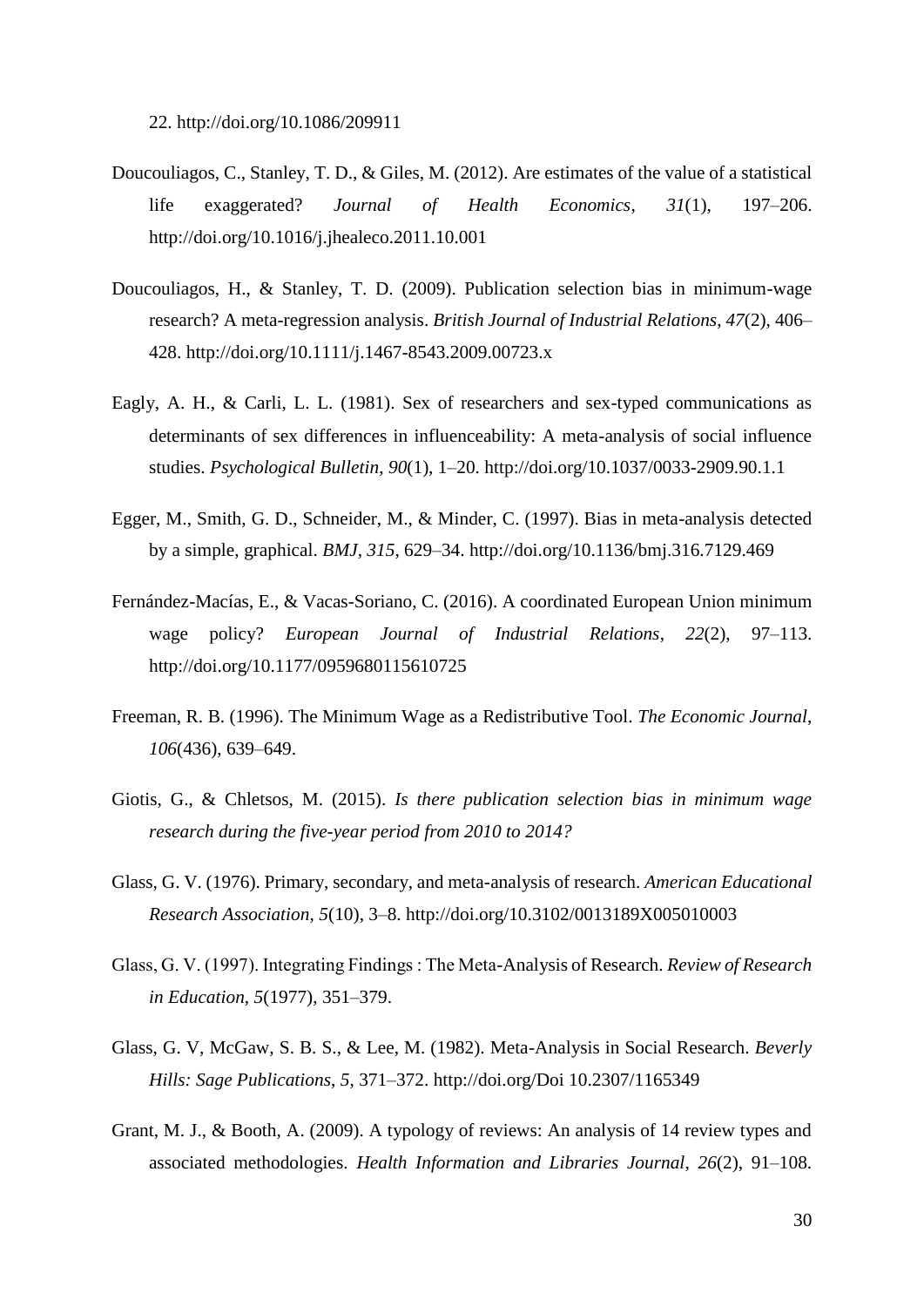22. http://doi.org/10.1086/209911

Doucouliagos, C., Stanley, T. D., & Giles, M. (2012). Are estimates of the value of a statistical life exaggerated? *Journal of Health Economics*, *31*(1), 197–206. http://doi.org/10.1016/j.jhealeco.2011.10.001

Doucouliagos, H., & Stanley, T. D. (2009). Publication selection bias in minimum-wage research? A meta-regression analysis. *British Journal of Industrial Relations*, *47*(2), 406–428. http://doi.org/10.1111/j.1467-8543.2009.00723.x

Eagly, A. H., & Carli, L. L. (1981). Sex of researchers and sex-typed communications as determinants of sex differences in influenceability: A meta-analysis of social influence studies. *Psychological Bulletin*, *90*(1), 1–20. http://doi.org/10.1037/0033-2909.90.1.1

Egger, M., Smith, G. D., Schneider, M., & Minder, C. (1997). Bias in meta-analysis detected by a simple, graphical. *BMJ*, *315*, 629–34. http://doi.org/10.1136/bmj.316.7129.469

Fernández-Macías, E., & Vacas-Soriano, C. (2016). A coordinated European Union minimum wage policy? *European Journal of Industrial Relations*, *22*(2), 97–113. http://doi.org/10.1177/0959680115610725

Freeman, R. B. (1996). The Minimum Wage as a Redistributive Tool. *The Economic Journal*, *106*(436), 639–649.

Giotis, G., & Chletsos, M. (2015). *Is there publication selection bias in minimum wage research during the five-year period from 2010 to 2014?*

Glass, G. V. (1976). Primary, secondary, and meta-analysis of research. *American Educational Research Association*, *5*(10), 3–8. http://doi.org/10.3102/0013189X005010003

Glass, G. V. (1997). Integrating Findings : The Meta-Analysis of Research. *Review of Research in Education*, *5*(1977), 351–379.

Glass, G. V, McGaw, S. B. S., & Lee, M. (1982). Meta-Analysis in Social Research. *Beverly Hills: Sage Publications*, *5*, 371–372. http://doi.org/Doi 10.2307/1165349

Grant, M. J., & Booth, A. (2009). A typology of reviews: An analysis of 14 review types and associated methodologies. *Health Information and Libraries Journal*, *26*(2), 91–108.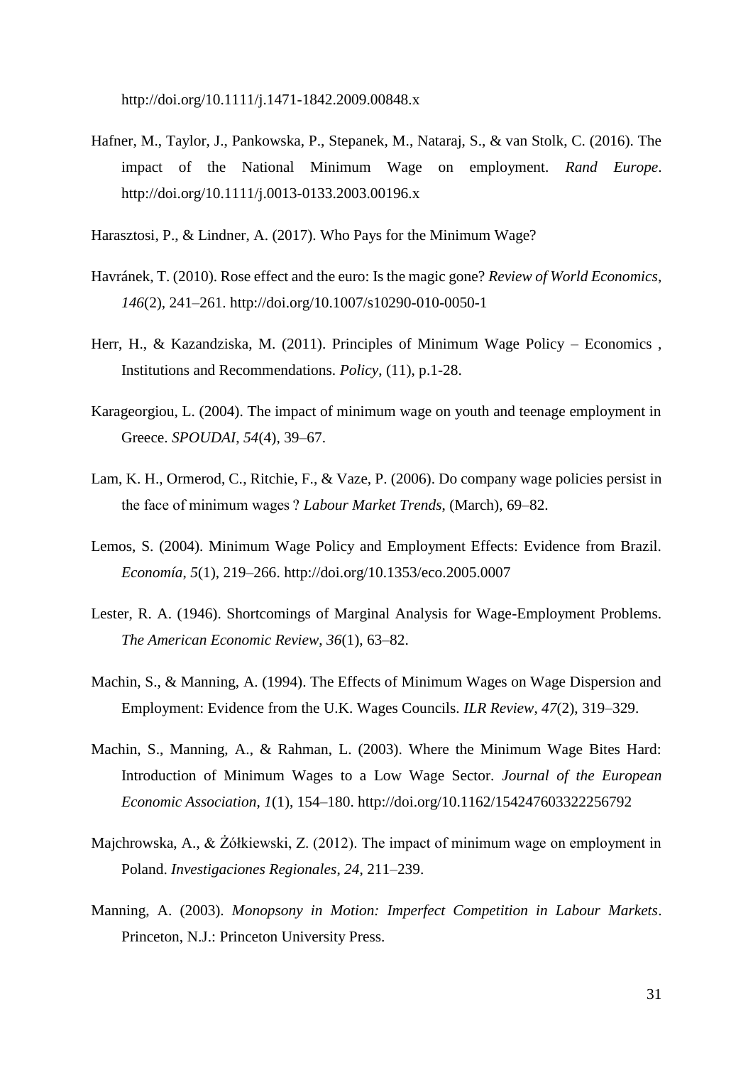http://doi.org/10.1111/j.1471-1842.2009.00848.x

Hafner, M., Taylor, J., Pankowska, P., Stepanek, M., Nataraj, S., & van Stolk, C. (2016). The impact of the National Minimum Wage on employment. *Rand Europe*. http://doi.org/10.1111/j.0013-0133.2003.00196.x

Harasztosi, P., & Lindner, A. (2017). Who Pays for the Minimum Wage?

Havránek, T. (2010). Rose effect and the euro: Is the magic gone? *Review of World Economics*, *146*(2), 241–261. http://doi.org/10.1007/s10290-010-0050-1

Herr, H., & Kazandziska, M. (2011). Principles of Minimum Wage Policy – Economics , Institutions and Recommendations. *Policy*, (11), p.1-28.

Karageorgiou, L. (2004). The impact of minimum wage on youth and teenage employment in Greece. *SPOUDAI*, *54*(4), 39–67.

Lam, K. H., Ormerod, C., Ritchie, F., & Vaze, P. (2006). Do company wage policies persist in the face of minimum wages ? *Labour Market Trends*, (March), 69–82.

Lemos, S. (2004). Minimum Wage Policy and Employment Effects: Evidence from Brazil. *Economía*, *5*(1), 219–266. http://doi.org/10.1353/eco.2005.0007

Lester, R. A. (1946). Shortcomings of Marginal Analysis for Wage-Employment Problems. *The American Economic Review*, *36*(1), 63–82.

Machin, S., & Manning, A. (1994). The Effects of Minimum Wages on Wage Dispersion and Employment: Evidence from the U.K. Wages Councils. *ILR Review*, *47*(2), 319–329.

Machin, S., Manning, A., & Rahman, L. (2003). Where the Minimum Wage Bites Hard: Introduction of Minimum Wages to a Low Wage Sector. *Journal of the European Economic Association*, *1*(1), 154–180. http://doi.org/10.1162/154247603322256792

Majchrowska, A., & Żółkiewski, Z. (2012). The impact of minimum wage on employment in Poland. *Investigaciones Regionales*, *24*, 211–239.

Manning, A. (2003). *Monopsony in Motion: Imperfect Competition in Labour Markets*. Princeton, N.J.: Princeton University Press.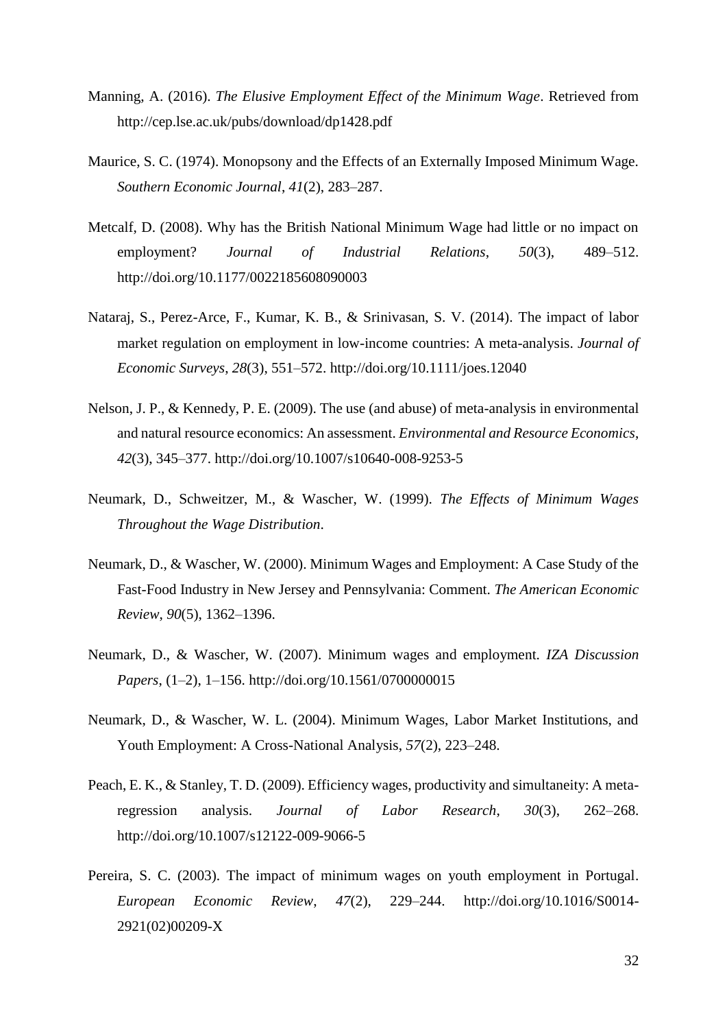Manning, A. (2016). *The Elusive Employment Effect of the Minimum Wage*. Retrieved from http://cep.lse.ac.uk/pubs/download/dp1428.pdf

Maurice, S. C. (1974). Monopsony and the Effects of an Externally Imposed Minimum Wage. *Southern Economic Journal*, *41*(2), 283–287.

Metcalf, D. (2008). Why has the British National Minimum Wage had little or no impact on employment? *Journal of Industrial Relations*, *50*(3), 489–512. http://doi.org/10.1177/0022185608090003

Nataraj, S., Perez-Arce, F., Kumar, K. B., & Srinivasan, S. V. (2014). The impact of labor market regulation on employment in low-income countries: A meta-analysis. *Journal of Economic Surveys*, *28*(3), 551–572. http://doi.org/10.1111/joes.12040

Nelson, J. P., & Kennedy, P. E. (2009). The use (and abuse) of meta-analysis in environmental and natural resource economics: An assessment. *Environmental and Resource Economics*, *42*(3), 345–377. http://doi.org/10.1007/s10640-008-9253-5

Neumark, D., Schweitzer, M., & Wascher, W. (1999). *The Effects of Minimum Wages Throughout the Wage Distribution*.

Neumark, D., & Wascher, W. (2000). Minimum Wages and Employment: A Case Study of the Fast-Food Industry in New Jersey and Pennsylvania: Comment. *The American Economic Review*, *90*(5), 1362–1396.

Neumark, D., & Wascher, W. (2007). Minimum wages and employment. *IZA Discussion Papers*, (1–2), 1–156. http://doi.org/10.1561/0700000015

Neumark, D., & Wascher, W. L. (2004). Minimum Wages, Labor Market Institutions, and Youth Employment: A Cross-National Analysis, *57*(2), 223–248.

Peach, E. K., & Stanley, T. D. (2009). Efficiency wages, productivity and simultaneity: A meta-regression analysis. *Journal of Labor Research*, *30*(3), 262–268. http://doi.org/10.1007/s12122-009-9066-5

Pereira, S. C. (2003). The impact of minimum wages on youth employment in Portugal. *European Economic Review*, *47*(2), 229–244. http://doi.org/10.1016/S0014-2921(02)00209-X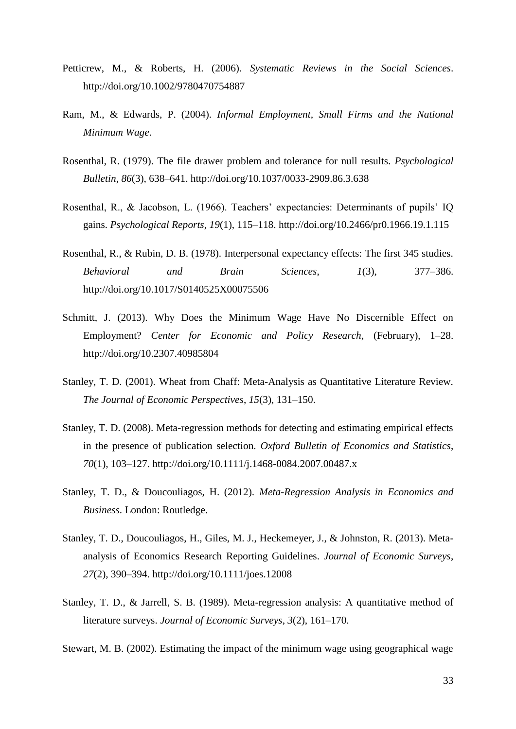Petticrew, M., & Roberts, H. (2006). *Systematic Reviews in the Social Sciences*. http://doi.org/10.1002/9780470754887

Ram, M., & Edwards, P. (2004). *Informal Employment, Small Firms and the National Minimum Wage*.

Rosenthal, R. (1979). The file drawer problem and tolerance for null results. *Psychological Bulletin*, *86*(3), 638–641. http://doi.org/10.1037/0033-2909.86.3.638

Rosenthal, R., & Jacobson, L. (1966). Teachers' expectancies: Determinants of pupils' IQ gains. *Psychological Reports*, *19*(1), 115–118. http://doi.org/10.2466/pr0.1966.19.1.115

Rosenthal, R., & Rubin, D. B. (1978). Interpersonal expectancy effects: The first 345 studies. *Behavioral and Brain Sciences*, *1*(3), 377–386. http://doi.org/10.1017/S0140525X00075506

Schmitt, J. (2013). Why Does the Minimum Wage Have No Discernible Effect on Employment? *Center for Economic and Policy Research*, (February), 1–28. http://doi.org/10.2307.40985804

Stanley, T. D. (2001). Wheat from Chaff: Meta-Analysis as Quantitative Literature Review. *The Journal of Economic Perspectives*, *15*(3), 131–150.

Stanley, T. D. (2008). Meta-regression methods for detecting and estimating empirical effects in the presence of publication selection. *Oxford Bulletin of Economics and Statistics*, *70*(1), 103–127. http://doi.org/10.1111/j.1468-0084.2007.00487.x

Stanley, T. D., & Doucouliagos, H. (2012). *Meta-Regression Analysis in Economics and Business*. London: Routledge.

Stanley, T. D., Doucouliagos, H., Giles, M. J., Heckemeyer, J., & Johnston, R. (2013). Meta-analysis of Economics Research Reporting Guidelines. *Journal of Economic Surveys*, *27*(2), 390–394. http://doi.org/10.1111/joes.12008

Stanley, T. D., & Jarrell, S. B. (1989). Meta-regression analysis: A quantitative method of literature surveys. *Journal of Economic Surveys*, *3*(2), 161–170.

Stewart, M. B. (2002). Estimating the impact of the minimum wage using geographical wage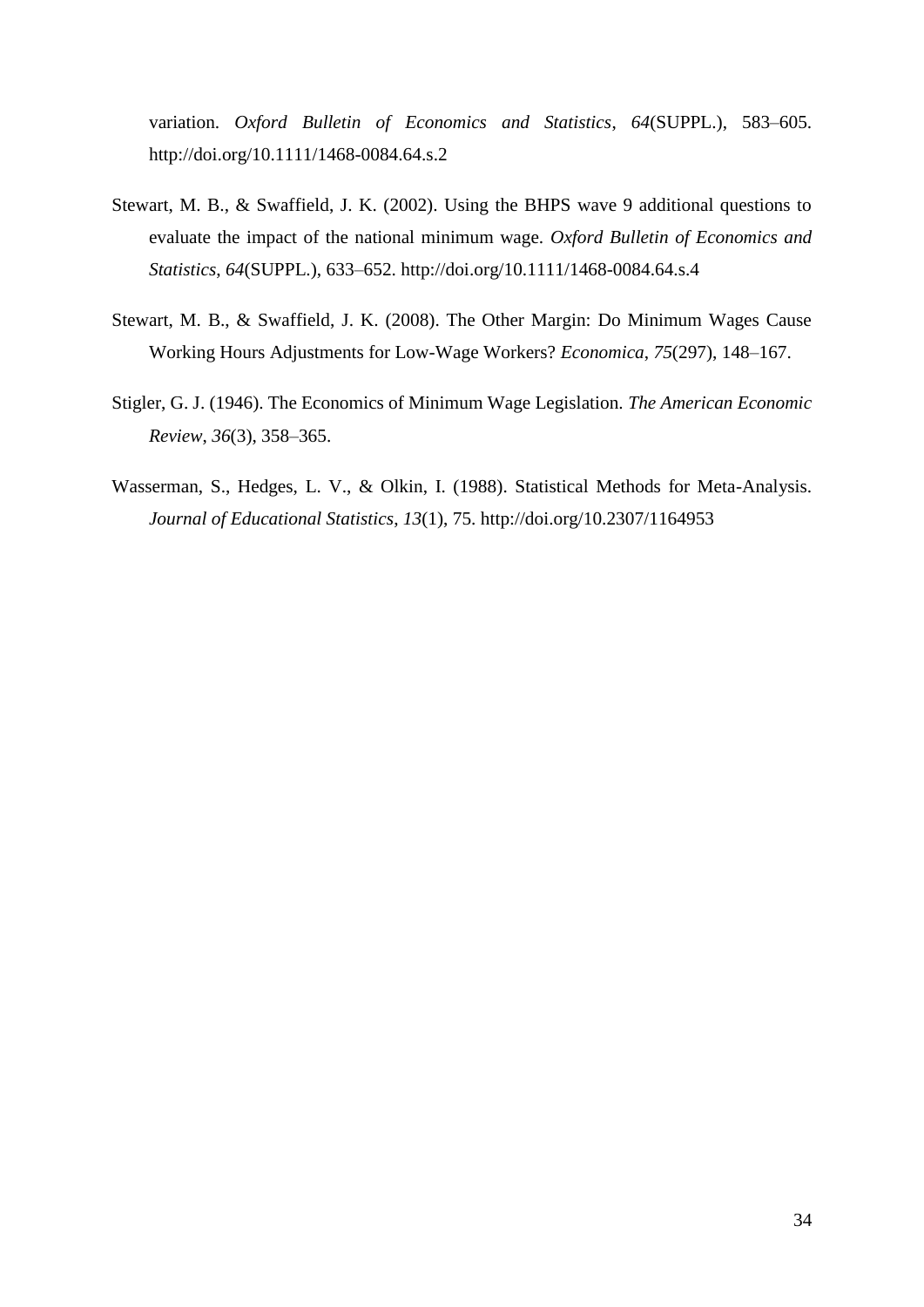variation. *Oxford Bulletin of Economics and Statistics*, *64*(SUPPL.), 583–605. http://doi.org/10.1111/1468-0084.64.s.2

Stewart, M. B., & Swaffield, J. K. (2002). Using the BHPS wave 9 additional questions to evaluate the impact of the national minimum wage. *Oxford Bulletin of Economics and Statistics*, *64*(SUPPL.), 633–652. http://doi.org/10.1111/1468-0084.64.s.4

Stewart, M. B., & Swaffield, J. K. (2008). The Other Margin: Do Minimum Wages Cause Working Hours Adjustments for Low-Wage Workers? *Economica*, *75*(297), 148–167.

Stigler, G. J. (1946). The Economics of Minimum Wage Legislation. *The American Economic Review*, *36*(3), 358–365.

Wasserman, S., Hedges, L. V., & Olkin, I. (1988). Statistical Methods for Meta-Analysis. *Journal of Educational Statistics*, *13*(1), 75. http://doi.org/10.2307/1164953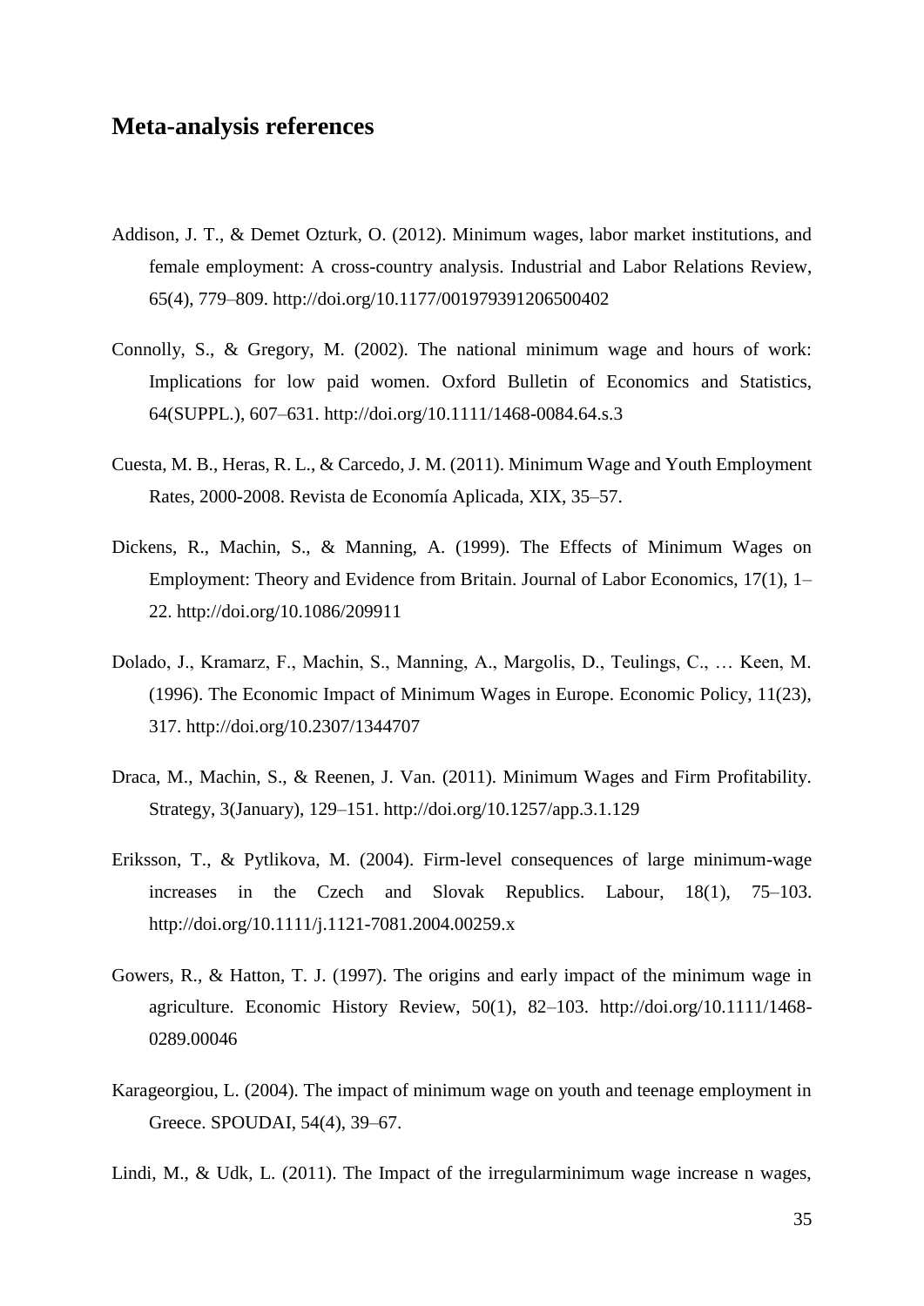## Meta-analysis references

Addison, J. T., & Demet Ozturk, O. (2012). Minimum wages, labor market institutions, and female employment: A cross-country analysis. Industrial and Labor Relations Review, 65(4), 779–809. http://doi.org/10.1177/001979391206500402

Connolly, S., & Gregory, M. (2002). The national minimum wage and hours of work: Implications for low paid women. Oxford Bulletin of Economics and Statistics, 64(SUPPL.), 607–631. http://doi.org/10.1111/1468-0084.64.s.3

Cuesta, M. B., Heras, R. L., & Carcedo, J. M. (2011). Minimum Wage and Youth Employment Rates, 2000-2008. Revista de Economía Aplicada, XIX, 35–57.

Dickens, R., Machin, S., & Manning, A. (1999). The Effects of Minimum Wages on Employment: Theory and Evidence from Britain. Journal of Labor Economics, 17(1), 1–22. http://doi.org/10.1086/209911

Dolado, J., Kramarz, F., Machin, S., Manning, A., Margolis, D., Teulings, C., … Keen, M. (1996). The Economic Impact of Minimum Wages in Europe. Economic Policy, 11(23), 317. http://doi.org/10.2307/1344707

Draca, M., Machin, S., & Reenen, J. Van. (2011). Minimum Wages and Firm Profitability. Strategy, 3(January), 129–151. http://doi.org/10.1257/app.3.1.129

Eriksson, T., & Pytlikova, M. (2004). Firm-level consequences of large minimum-wage increases in the Czech and Slovak Republics. Labour, 18(1), 75–103. http://doi.org/10.1111/j.1121-7081.2004.00259.x

Gowers, R., & Hatton, T. J. (1997). The origins and early impact of the minimum wage in agriculture. Economic History Review, 50(1), 82–103. http://doi.org/10.1111/1468-0289.00046

Karageorgiou, L. (2004). The impact of minimum wage on youth and teenage employment in Greece. SPOUDAI, 54(4), 39–67.

Lindi, M., & Udk, L. (2011). The Impact of the irregularminimum wage increase n wages,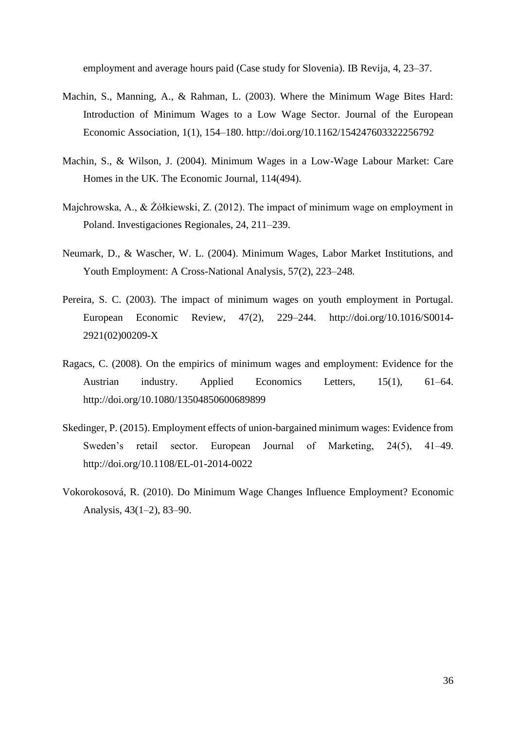employment and average hours paid (Case study for Slovenia). IB Revija, 4, 23–37.

Machin, S., Manning, A., & Rahman, L. (2003). Where the Minimum Wage Bites Hard: Introduction of Minimum Wages to a Low Wage Sector. Journal of the European Economic Association, 1(1), 154–180. http://doi.org/10.1162/154247603322256792

Machin, S., & Wilson, J. (2004). Minimum Wages in a Low-Wage Labour Market: Care Homes in the UK. The Economic Journal, 114(494).

Majchrowska, A., & Żółkiewski, Z. (2012). The impact of minimum wage on employment in Poland. Investigaciones Regionales, 24, 211–239.

Neumark, D., & Wascher, W. L. (2004). Minimum Wages, Labor Market Institutions, and Youth Employment: A Cross-National Analysis, 57(2), 223–248.

Pereira, S. C. (2003). The impact of minimum wages on youth employment in Portugal. European Economic Review, 47(2), 229–244. http://doi.org/10.1016/S0014-2921(02)00209-X

Ragacs, C. (2008). On the empirics of minimum wages and employment: Evidence for the Austrian industry. Applied Economics Letters, 15(1), 61–64. http://doi.org/10.1080/13504850600689899

Skedinger, P. (2015). Employment effects of union-bargained minimum wages: Evidence from Sweden's retail sector. European Journal of Marketing, 24(5), 41–49. http://doi.org/10.1108/EL-01-2014-0022

Vokorokosová, R. (2010). Do Minimum Wage Changes Influence Employment? Economic Analysis, 43(1–2), 83–90.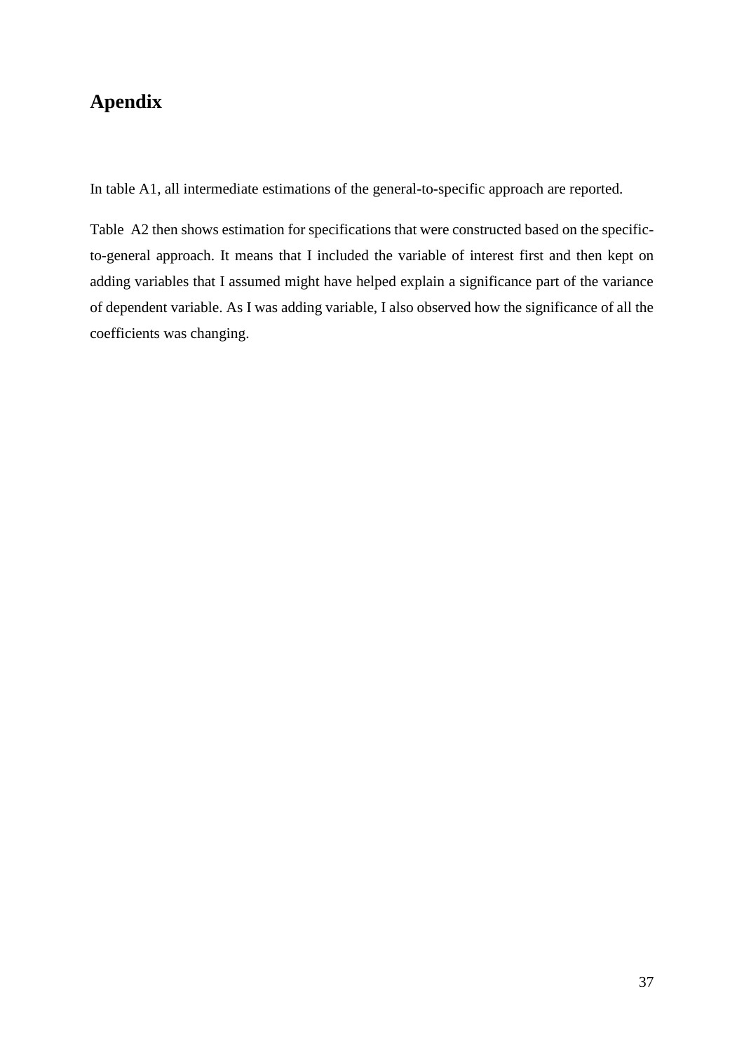# Apendix

In table A1, all intermediate estimations of the general-to-specific approach are reported.

Table A2 then shows estimation for specifications that were constructed based on the specific-to-general approach. It means that I included the variable of interest first and then kept on adding variables that I assumed might have helped explain a significance part of the variance of dependent variable. As I was adding variable, I also observed how the significance of all the coefficients was changing.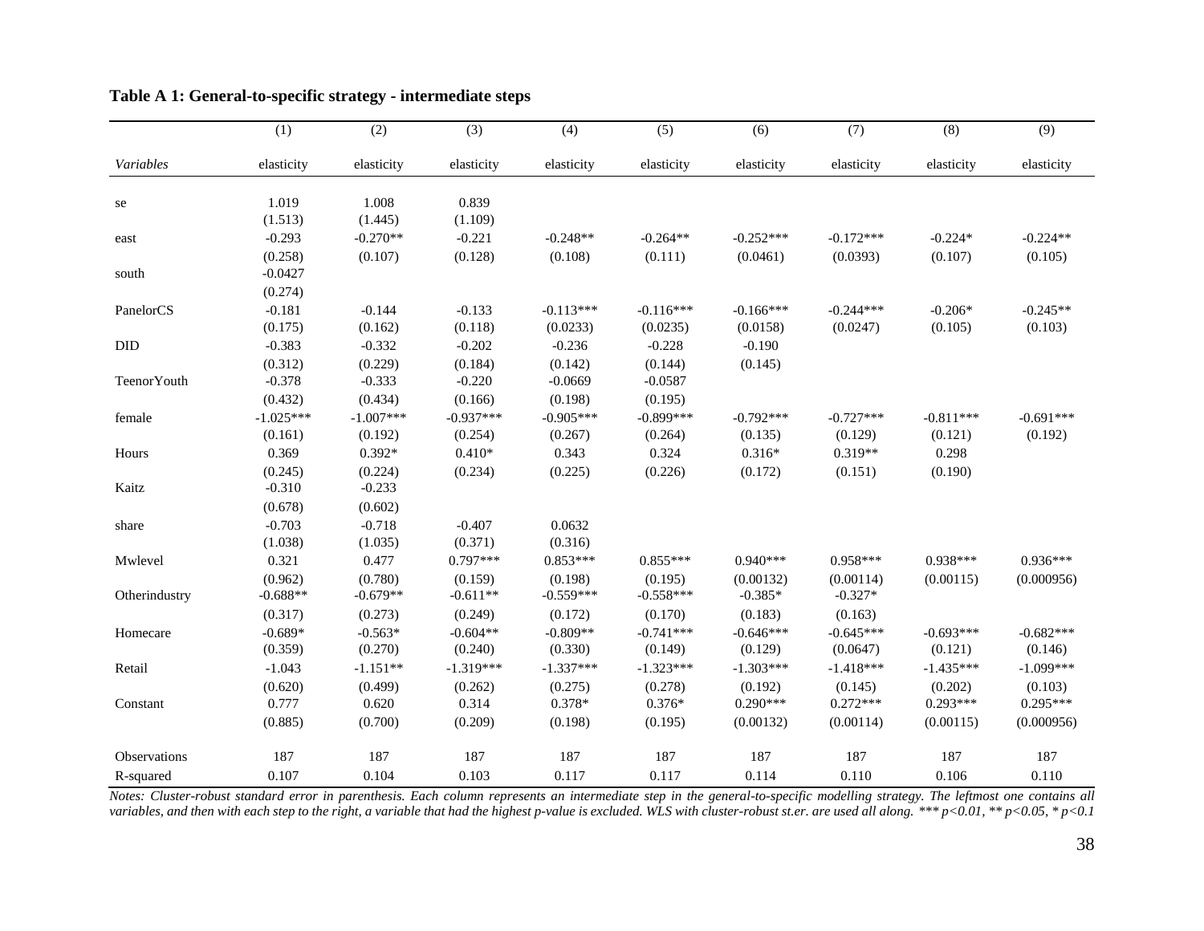**Table A 1: General-to-specific strategy - intermediate steps**

| | (1) | (2) | (3) | (4) | (5) | (6) | (7) | (8) | (9) |
|---|---|---|---|---|---|---|---|---|---|
| *Variables* | elasticity | elasticity | elasticity | elasticity | elasticity | elasticity | elasticity | elasticity | elasticity |
| se | 1.019 | 1.008 | 0.839 | | | | | | |
| | (1.513) | (1.445) | (1.109) | | | | | | |
| east | -0.293 | -0.270** | -0.221 | -0.248** | -0.264** | -0.252*** | -0.172*** | -0.224* | -0.224** |
| | (0.258) | (0.107) | (0.128) | (0.108) | (0.111) | (0.0461) | (0.0393) | (0.107) | (0.105) |
| south | -0.0427 | | | | | | | | |
| | (0.274) | | | | | | | | |
| PanelorCS | -0.181 | -0.144 | -0.133 | -0.113*** | -0.116*** | -0.166*** | -0.244*** | -0.206* | -0.245** |
| | (0.175) | (0.162) | (0.118) | (0.0233) | (0.0235) | (0.0158) | (0.0247) | (0.105) | (0.103) |
| DID | -0.383 | -0.332 | -0.202 | -0.236 | -0.228 | -0.190 | | | |
| | (0.312) | (0.229) | (0.184) | (0.142) | (0.144) | (0.145) | | | |
| TeenorYouth | -0.378 | -0.333 | -0.220 | -0.0669 | -0.0587 | | | | |
| | (0.432) | (0.434) | (0.166) | (0.198) | (0.195) | | | | |
| female | -1.025*** | -1.007*** | -0.937*** | -0.905*** | -0.899*** | -0.792*** | -0.727*** | -0.811*** | -0.691*** |
| | (0.161) | (0.192) | (0.254) | (0.267) | (0.264) | (0.135) | (0.129) | (0.121) | (0.192) |
| Hours | 0.369 | 0.392* | 0.410* | 0.343 | 0.324 | 0.316* | 0.319** | 0.298 | |
| | (0.245) | (0.224) | (0.234) | (0.225) | (0.226) | (0.172) | (0.151) | (0.190) | |
| Kaitz | -0.310 | -0.233 | | | | | | | |
| | (0.678) | (0.602) | | | | | | | |
| share | -0.703 | -0.718 | -0.407 | 0.0632 | | | | | |
| | (1.038) | (1.035) | (0.371) | (0.316) | | | | | |
| Mwlevel | 0.321 | 0.477 | 0.797*** | 0.853*** | 0.855*** | 0.940*** | 0.958*** | 0.938*** | 0.936*** |
| | (0.962) | (0.780) | (0.159) | (0.198) | (0.195) | (0.00132) | (0.00114) | (0.00115) | (0.000956) |
| Otherindustry | -0.688** | -0.679** | -0.611** | -0.559*** | -0.558*** | -0.385* | -0.327* | | |
| | (0.317) | (0.273) | (0.249) | (0.172) | (0.170) | (0.183) | (0.163) | | |
| Homecare | -0.689* | -0.563* | -0.604** | -0.809** | -0.741*** | -0.646*** | -0.645*** | -0.693*** | -0.682*** |
| | (0.359) | (0.270) | (0.240) | (0.330) | (0.149) | (0.129) | (0.0647) | (0.121) | (0.146) |
| Retail | -1.043 | -1.151** | -1.319*** | -1.337*** | -1.323*** | -1.303*** | -1.418*** | -1.435*** | -1.099*** |
| | (0.620) | (0.499) | (0.262) | (0.275) | (0.278) | (0.192) | (0.145) | (0.202) | (0.103) |
| Constant | 0.777 | 0.620 | 0.314 | 0.378* | 0.376* | 0.290*** | 0.272*** | 0.293*** | 0.295*** |
| | (0.885) | (0.700) | (0.209) | (0.198) | (0.195) | (0.00132) | (0.00114) | (0.00115) | (0.000956) |
| Observations | 187 | 187 | 187 | 187 | 187 | 187 | 187 | 187 | 187 |
| R-squared | 0.107 | 0.104 | 0.103 | 0.117 | 0.117 | 0.114 | 0.110 | 0.106 | 0.110 |

*Notes: Cluster-robust standard error in parenthesis. Each column represents an intermediate step in the general-to-specific modelling strategy. The leftmost one contains all variables, and then with each step to the right, a variable that had the highest p-value is excluded. WLS with cluster-robust st.er. are used all along. *** p<0.01, ** p<0.05, * p<0.1*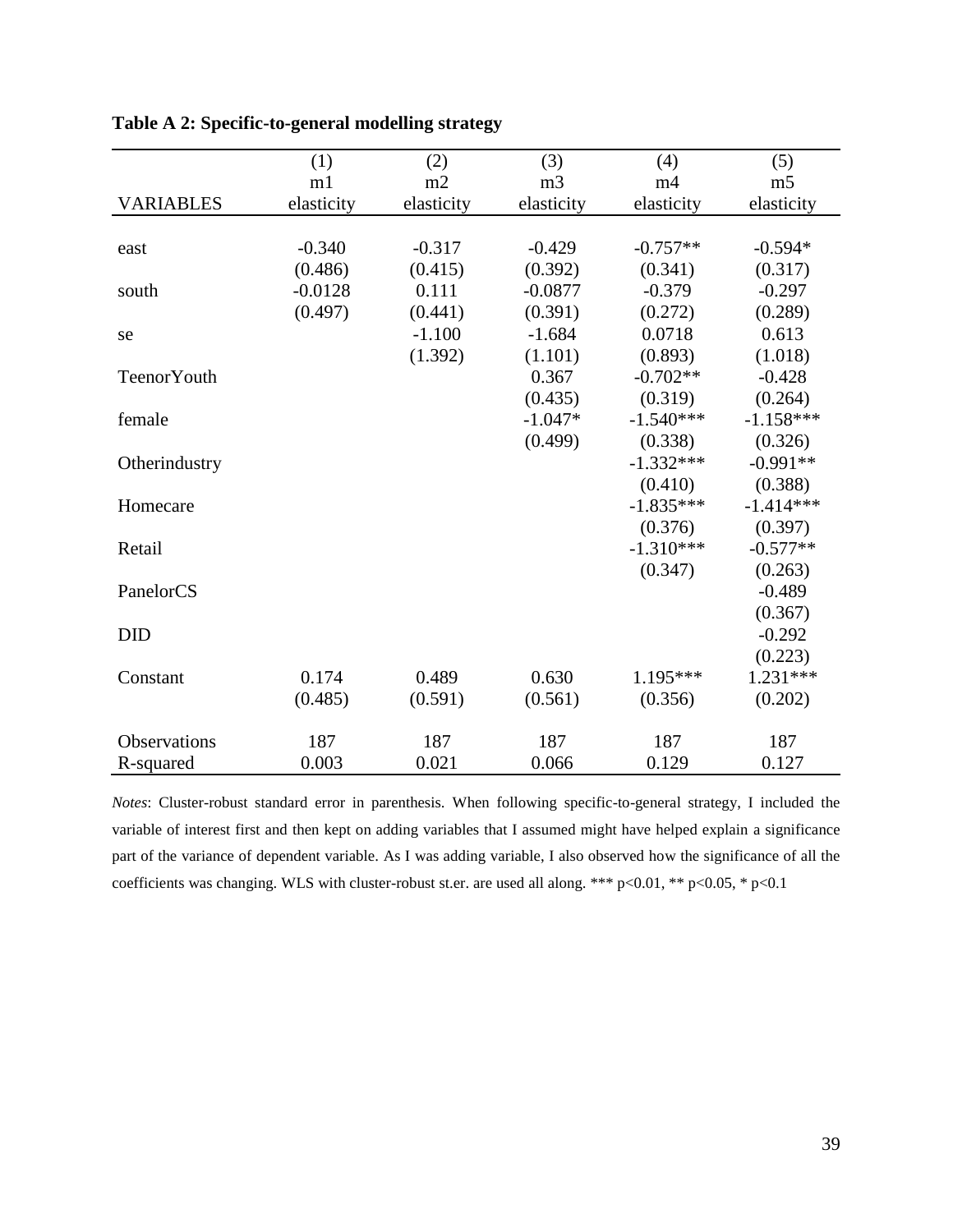**Table A 2: Specific-to-general modelling strategy**

| | (1) | (2) | (3) | (4) | (5) |
|---|---|---|---|---|---|
| | m1 | m2 | m3 | m4 | m5 |
| VARIABLES | elasticity | elasticity | elasticity | elasticity | elasticity |
| east | -0.340 | -0.317 | -0.429 | -0.757** | -0.594* |
| | (0.486) | (0.415) | (0.392) | (0.341) | (0.317) |
| south | -0.0128 | 0.111 | -0.0877 | -0.379 | -0.297 |
| | (0.497) | (0.441) | (0.391) | (0.272) | (0.289) |
| se | | -1.100 | -1.684 | 0.0718 | 0.613 |
| | | (1.392) | (1.101) | (0.893) | (1.018) |
| TeenorYouth | | | 0.367 | -0.702** | -0.428 |
| | | | (0.435) | (0.319) | (0.264) |
| female | | | -1.047* | -1.540*** | -1.158*** |
| | | | (0.499) | (0.338) | (0.326) |
| Otherindustry | | | | -1.332*** | -0.991** |
| | | | | (0.410) | (0.388) |
| Homecare | | | | -1.835*** | -1.414*** |
| | | | | (0.376) | (0.397) |
| Retail | | | | -1.310*** | -0.577** |
| | | | | (0.347) | (0.263) |
| PanelorCS | | | | | -0.489 |
| | | | | | (0.367) |
| DID | | | | | -0.292 |
| | | | | | (0.223) |
| Constant | 0.174 | 0.489 | 0.630 | 1.195*** | 1.231*** |
| | (0.485) | (0.591) | (0.561) | (0.356) | (0.202) |
| Observations | 187 | 187 | 187 | 187 | 187 |
| R-squared | 0.003 | 0.021 | 0.066 | 0.129 | 0.127 |

*Notes*: Cluster-robust standard error in parenthesis. When following specific-to-general strategy, I included the variable of interest first and then kept on adding variables that I assumed might have helped explain a significance part of the variance of dependent variable. As I was adding variable, I also observed how the significance of all the coefficients was changing. WLS with cluster-robust st.er. are used all along. *** p<0.01, ** p<0.05, * p<0.1